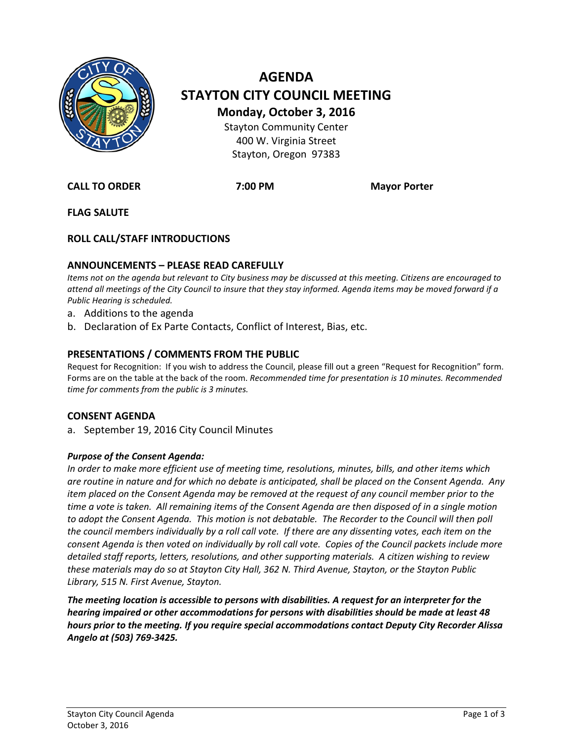# AGENDA
# STAYTON CITY COUNCIL MEETING

**Monday, October 3, 2016**

Stayton Community Center
400 W. Virginia Street
Stayton, Oregon 97383

**CALL TO ORDER** **7:00 PM** **Mayor Porter**

**FLAG SALUTE**

**ROLL CALL/STAFF INTRODUCTIONS**

## ANNOUNCEMENTS – PLEASE READ CAREFULLY

*Items not on the agenda but relevant to City business may be discussed at this meeting. Citizens are encouraged to attend all meetings of the City Council to insure that they stay informed. Agenda items may be moved forward if a Public Hearing is scheduled.*

a. Additions to the agenda
b. Declaration of Ex Parte Contacts, Conflict of Interest, Bias, etc.

## PRESENTATIONS / COMMENTS FROM THE PUBLIC

Request for Recognition: If you wish to address the Council, please fill out a green "Request for Recognition" form. Forms are on the table at the back of the room. *Recommended time for presentation is 10 minutes. Recommended time for comments from the public is 3 minutes.*

## CONSENT AGENDA

a. September 19, 2016 City Council Minutes

***Purpose of the Consent Agenda:***

*In order to make more efficient use of meeting time, resolutions, minutes, bills, and other items which are routine in nature and for which no debate is anticipated, shall be placed on the Consent Agenda. Any item placed on the Consent Agenda may be removed at the request of any council member prior to the time a vote is taken. All remaining items of the Consent Agenda are then disposed of in a single motion to adopt the Consent Agenda. This motion is not debatable. The Recorder to the Council will then poll the council members individually by a roll call vote. If there are any dissenting votes, each item on the consent Agenda is then voted on individually by roll call vote. Copies of the Council packets include more detailed staff reports, letters, resolutions, and other supporting materials. A citizen wishing to review these materials may do so at Stayton City Hall, 362 N. Third Avenue, Stayton, or the Stayton Public Library, 515 N. First Avenue, Stayton.*

***The meeting location is accessible to persons with disabilities. A request for an interpreter for the hearing impaired or other accommodations for persons with disabilities should be made at least 48 hours prior to the meeting. If you require special accommodations contact Deputy City Recorder Alissa Angelo at (503) 769-3425.***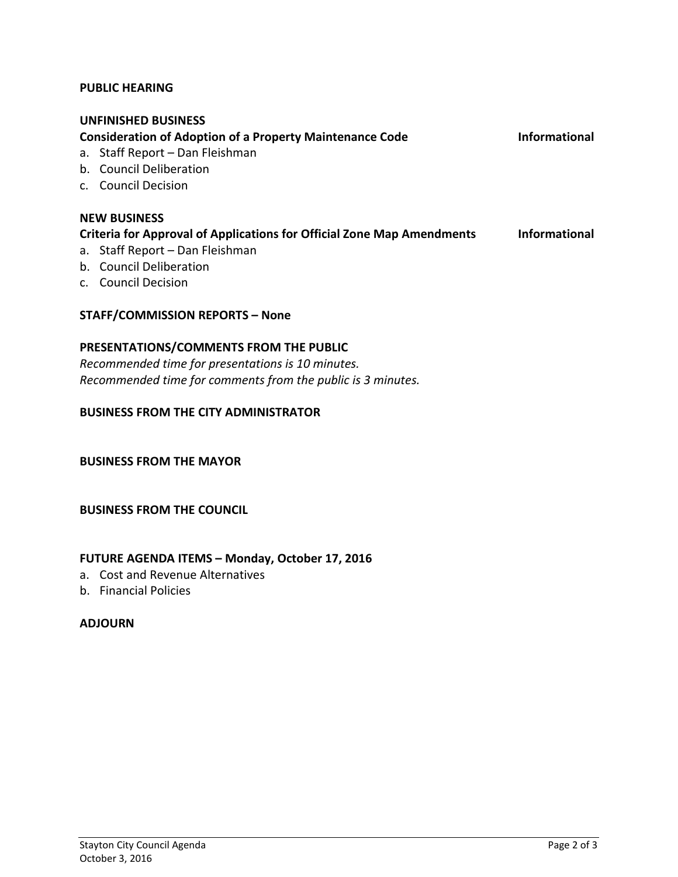**PUBLIC HEARING**

**UNFINISHED BUSINESS**

**Consideration of Adoption of a Property Maintenance Code** **Informational**

a. Staff Report – Dan Fleishman
b. Council Deliberation
c. Council Decision

**NEW BUSINESS**

**Criteria for Approval of Applications for Official Zone Map Amendments** **Informational**

a. Staff Report – Dan Fleishman
b. Council Deliberation
c. Council Decision

**STAFF/COMMISSION REPORTS – None**

**PRESENTATIONS/COMMENTS FROM THE PUBLIC**

*Recommended time for presentations is 10 minutes.*
*Recommended time for comments from the public is 3 minutes.*

**BUSINESS FROM THE CITY ADMINISTRATOR**

**BUSINESS FROM THE MAYOR**

**BUSINESS FROM THE COUNCIL**

**FUTURE AGENDA ITEMS – Monday, October 17, 2016**

a. Cost and Revenue Alternatives
b. Financial Policies

**ADJOURN**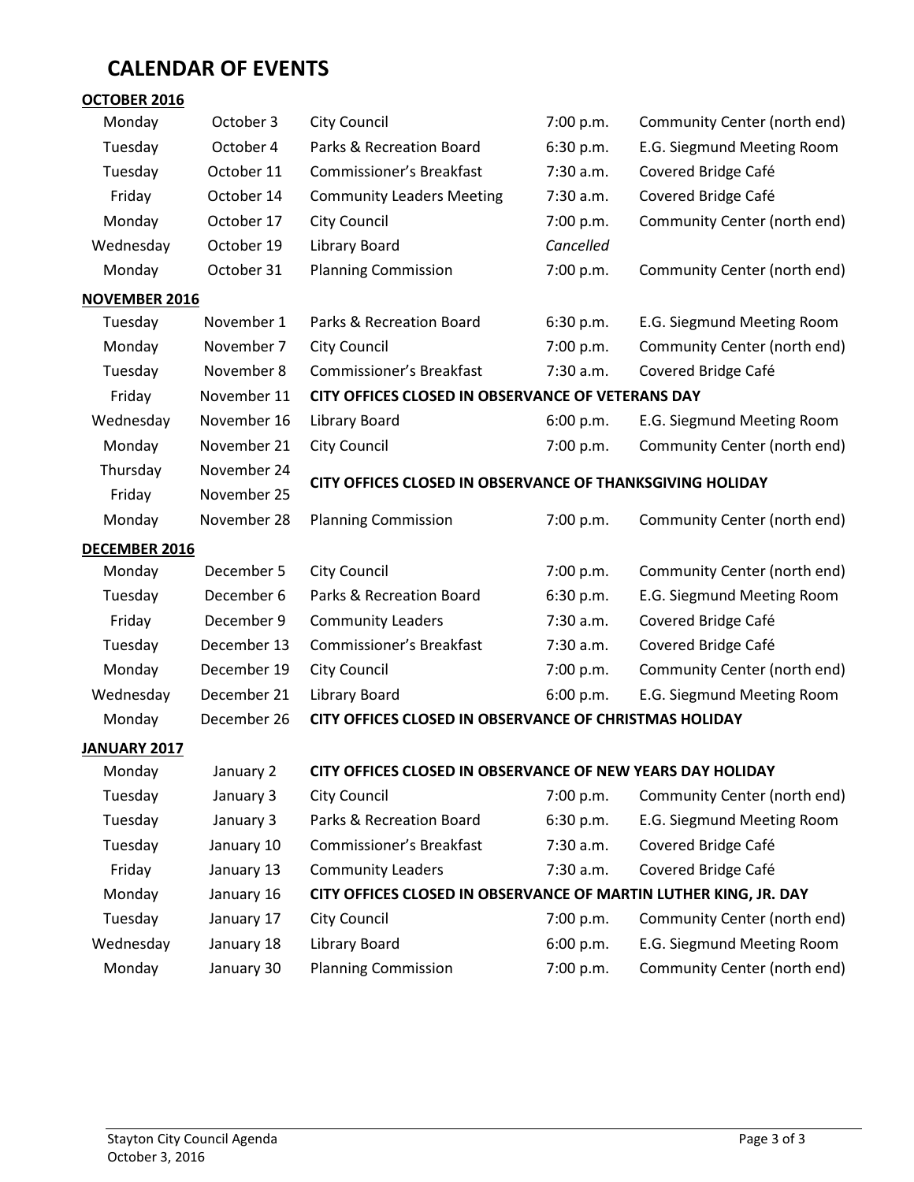# CALENDAR OF EVENTS

**OCTOBER 2016**

| | | | | |
|---|---|---|---|---|
| Monday | October 3 | City Council | 7:00 p.m. | Community Center (north end) |
| Tuesday | October 4 | Parks & Recreation Board | 6:30 p.m. | E.G. Siegmund Meeting Room |
| Tuesday | October 11 | Commissioner's Breakfast | 7:30 a.m. | Covered Bridge Café |
| Friday | October 14 | Community Leaders Meeting | 7:30 a.m. | Covered Bridge Café |
| Monday | October 17 | City Council | 7:00 p.m. | Community Center (north end) |
| Wednesday | October 19 | Library Board | *Cancelled* | |
| Monday | October 31 | Planning Commission | 7:00 p.m. | Community Center (north end) |

**NOVEMBER 2016**

| | | | | |
|---|---|---|---|---|
| Tuesday | November 1 | Parks & Recreation Board | 6:30 p.m. | E.G. Siegmund Meeting Room |
| Monday | November 7 | City Council | 7:00 p.m. | Community Center (north end) |
| Tuesday | November 8 | Commissioner's Breakfast | 7:30 a.m. | Covered Bridge Café |
| Friday | November 11 | **CITY OFFICES CLOSED IN OBSERVANCE OF VETERANS DAY** | | |
| Wednesday | November 16 | Library Board | 6:00 p.m. | E.G. Siegmund Meeting Room |
| Monday | November 21 | City Council | 7:00 p.m. | Community Center (north end) |
| Thursday | November 24 | **CITY OFFICES CLOSED IN OBSERVANCE OF THANKSGIVING HOLIDAY** | | |
| Friday | November 25 | | | |
| Monday | November 28 | Planning Commission | 7:00 p.m. | Community Center (north end) |

**DECEMBER 2016**

| | | | | |
|---|---|---|---|---|
| Monday | December 5 | City Council | 7:00 p.m. | Community Center (north end) |
| Tuesday | December 6 | Parks & Recreation Board | 6:30 p.m. | E.G. Siegmund Meeting Room |
| Friday | December 9 | Community Leaders | 7:30 a.m. | Covered Bridge Café |
| Tuesday | December 13 | Commissioner's Breakfast | 7:30 a.m. | Covered Bridge Café |
| Monday | December 19 | City Council | 7:00 p.m. | Community Center (north end) |
| Wednesday | December 21 | Library Board | 6:00 p.m. | E.G. Siegmund Meeting Room |
| Monday | December 26 | **CITY OFFICES CLOSED IN OBSERVANCE OF CHRISTMAS HOLIDAY** | | |

**JANUARY 2017**

| | | | | |
|---|---|---|---|---|
| Monday | January 2 | **CITY OFFICES CLOSED IN OBSERVANCE OF NEW YEARS DAY HOLIDAY** | | |
| Tuesday | January 3 | City Council | 7:00 p.m. | Community Center (north end) |
| Tuesday | January 3 | Parks & Recreation Board | 6:30 p.m. | E.G. Siegmund Meeting Room |
| Tuesday | January 10 | Commissioner's Breakfast | 7:30 a.m. | Covered Bridge Café |
| Friday | January 13 | Community Leaders | 7:30 a.m. | Covered Bridge Café |
| Monday | January 16 | **CITY OFFICES CLOSED IN OBSERVANCE OF MARTIN LUTHER KING, JR. DAY** | | |
| Tuesday | January 17 | City Council | 7:00 p.m. | Community Center (north end) |
| Wednesday | January 18 | Library Board | 6:00 p.m. | E.G. Siegmund Meeting Room |
| Monday | January 30 | Planning Commission | 7:00 p.m. | Community Center (north end) |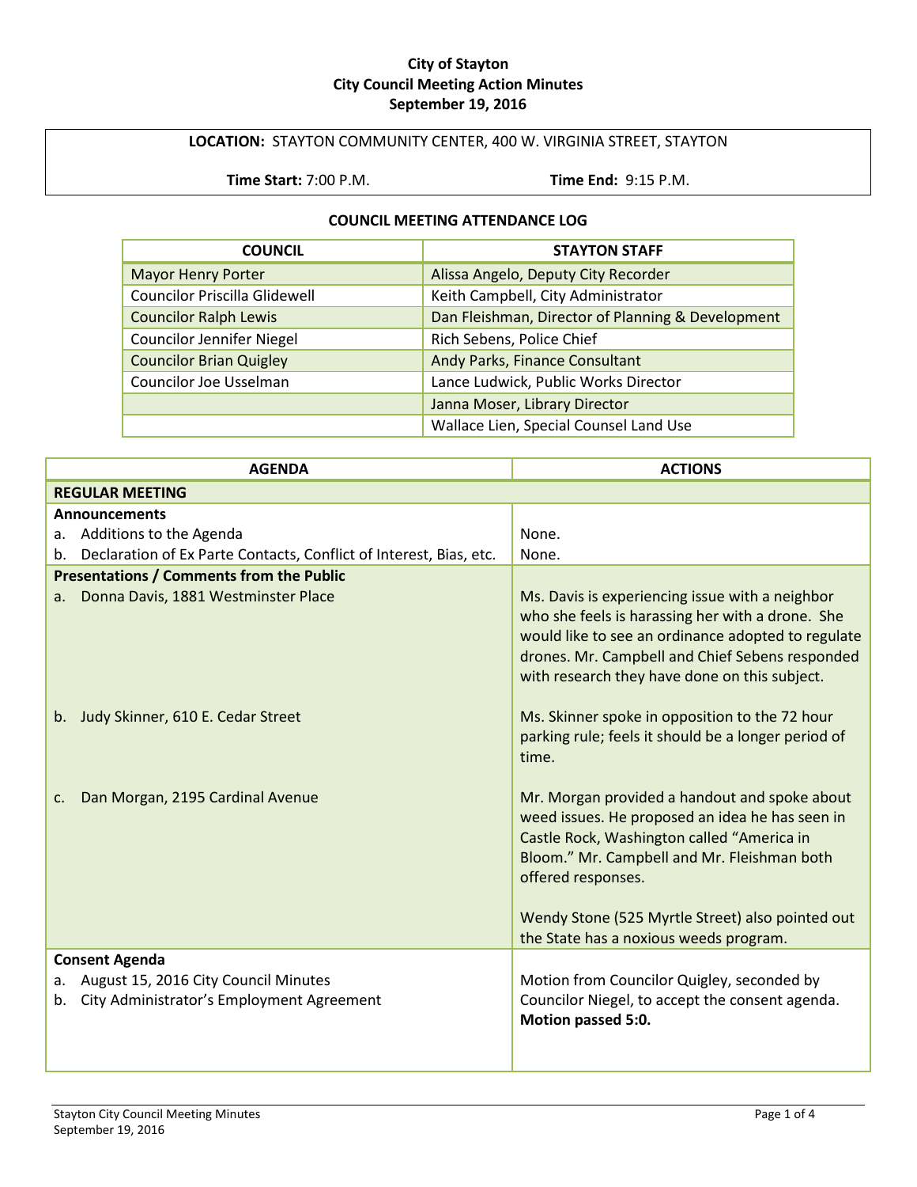**City of Stayton**
**City Council Meeting Action Minutes**
**September 19, 2016**

**LOCATION:** STAYTON COMMUNITY CENTER, 400 W. VIRGINIA STREET, STAYTON

**Time Start:** 7:00 P.M. **Time End:** 9:15 P.M.

**COUNCIL MEETING ATTENDANCE LOG**

| COUNCIL | STAYTON STAFF |
|---|---|
| Mayor Henry Porter | Alissa Angelo, Deputy City Recorder |
| Councilor Priscilla Glidewell | Keith Campbell, City Administrator |
| Councilor Ralph Lewis | Dan Fleishman, Director of Planning & Development |
| Councilor Jennifer Niegel | Rich Sebens, Police Chief |
| Councilor Brian Quigley | Andy Parks, Finance Consultant |
| Councilor Joe Usselman | Lance Ludwick, Public Works Director |
| | Janna Moser, Library Director |
| | Wallace Lien, Special Counsel Land Use |

| AGENDA | ACTIONS |
|---|---|
| **REGULAR MEETING** | |
| **Announcements** | |
| a. Additions to the Agenda | None. |
| b. Declaration of Ex Parte Contacts, Conflict of Interest, Bias, etc. | None. |
| **Presentations / Comments from the Public** | |
| a. Donna Davis, 1881 Westminster Place | Ms. Davis is experiencing issue with a neighbor who she feels is harassing her with a drone. She would like to see an ordinance adopted to regulate drones. Mr. Campbell and Chief Sebens responded with research they have done on this subject. |
| b. Judy Skinner, 610 E. Cedar Street | Ms. Skinner spoke in opposition to the 72 hour parking rule; feels it should be a longer period of time. |
| c. Dan Morgan, 2195 Cardinal Avenue | Mr. Morgan provided a handout and spoke about weed issues. He proposed an idea he has seen in Castle Rock, Washington called "America in Bloom." Mr. Campbell and Mr. Fleishman both offered responses.<br><br>Wendy Stone (525 Myrtle Street) also pointed out the State has a noxious weeds program. |
| **Consent Agenda**<br>a. August 15, 2016 City Council Minutes<br>b. City Administrator's Employment Agreement | Motion from Councilor Quigley, seconded by Councilor Niegel, to accept the consent agenda. **Motion passed 5:0.** |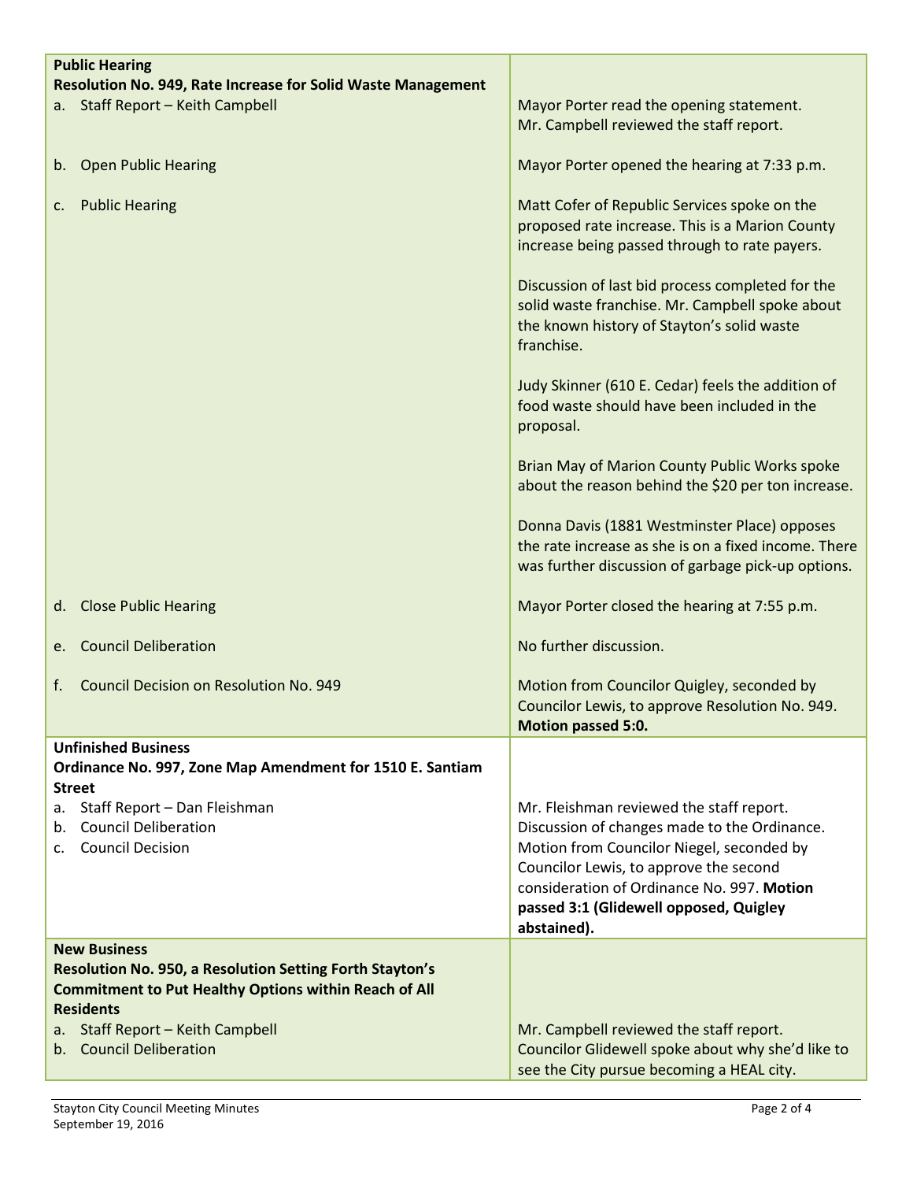| | |
|---|---|
| **Public Hearing**<br>**Resolution No. 949, Rate Increase for Solid Waste Management** | |
| a. Staff Report – Keith Campbell | Mayor Porter read the opening statement.<br>Mr. Campbell reviewed the staff report. |
| b. Open Public Hearing | Mayor Porter opened the hearing at 7:33 p.m. |
| c. Public Hearing | Matt Cofer of Republic Services spoke on the proposed rate increase. This is a Marion County increase being passed through to rate payers.<br><br>Discussion of last bid process completed for the solid waste franchise. Mr. Campbell spoke about the known history of Stayton's solid waste franchise.<br><br>Judy Skinner (610 E. Cedar) feels the addition of food waste should have been included in the proposal.<br><br>Brian May of Marion County Public Works spoke about the reason behind the $20 per ton increase.<br><br>Donna Davis (1881 Westminster Place) opposes the rate increase as she is on a fixed income. There was further discussion of garbage pick-up options. |
| d. Close Public Hearing | Mayor Porter closed the hearing at 7:55 p.m. |
| e. Council Deliberation | No further discussion. |
| f. Council Decision on Resolution No. 949 | Motion from Councilor Quigley, seconded by Councilor Lewis, to approve Resolution No. 949. **Motion passed 5:0.** |
| **Unfinished Business**<br>**Ordinance No. 997, Zone Map Amendment for 1510 E. Santiam Street**<br>a. Staff Report – Dan Fleishman<br>b. Council Deliberation<br>c. Council Decision | Mr. Fleishman reviewed the staff report.<br>Discussion of changes made to the Ordinance.<br>Motion from Councilor Niegel, seconded by Councilor Lewis, to approve the second consideration of Ordinance No. 997. **Motion passed 3:1 (Glidewell opposed, Quigley abstained).** |
| **New Business**<br>**Resolution No. 950, a Resolution Setting Forth Stayton's Commitment to Put Healthy Options within Reach of All Residents**<br>a. Staff Report – Keith Campbell<br>b. Council Deliberation | Mr. Campbell reviewed the staff report.<br>Councilor Glidewell spoke about why she'd like to see the City pursue becoming a HEAL city. |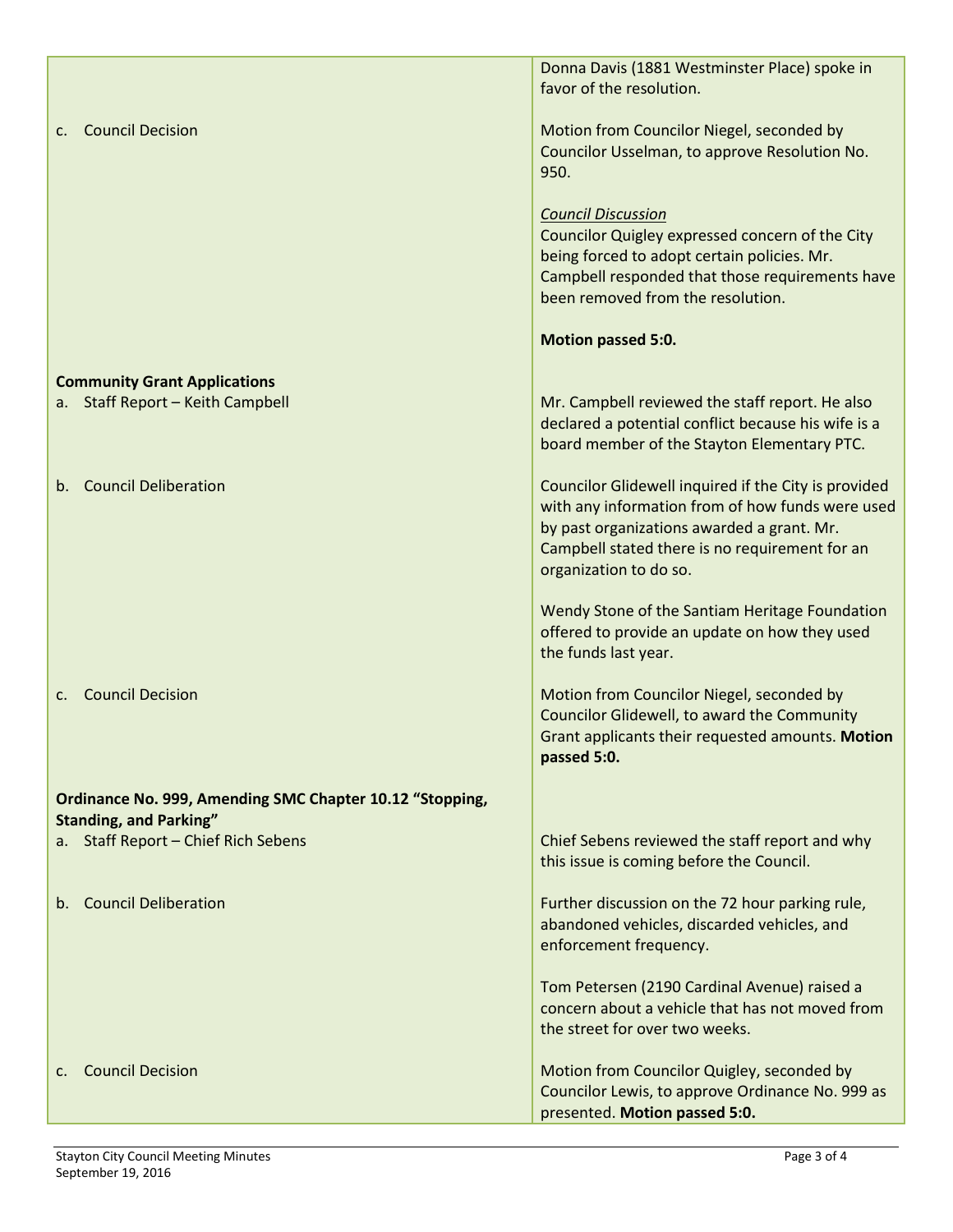| | |
|---|---|
| | Donna Davis (1881 Westminster Place) spoke in favor of the resolution. |
| c. Council Decision | Motion from Councilor Niegel, seconded by Councilor Usselman, to approve Resolution No. 950.<br><br>*Council Discussion*<br>Councilor Quigley expressed concern of the City being forced to adopt certain policies. Mr. Campbell responded that those requirements have been removed from the resolution.<br><br>**Motion passed 5:0.** |
| **Community Grant Applications** | |
| a. Staff Report – Keith Campbell | Mr. Campbell reviewed the staff report. He also declared a potential conflict because his wife is a board member of the Stayton Elementary PTC. |
| b. Council Deliberation | Councilor Glidewell inquired if the City is provided with any information from of how funds were used by past organizations awarded a grant. Mr. Campbell stated there is no requirement for an organization to do so.<br><br>Wendy Stone of the Santiam Heritage Foundation offered to provide an update on how they used the funds last year. |
| c. Council Decision | Motion from Councilor Niegel, seconded by Councilor Glidewell, to award the Community Grant applicants their requested amounts. **Motion passed 5:0.** |
| **Ordinance No. 999, Amending SMC Chapter 10.12 "Stopping, Standing, and Parking"** | |
| a. Staff Report – Chief Rich Sebens | Chief Sebens reviewed the staff report and why this issue is coming before the Council. |
| b. Council Deliberation | Further discussion on the 72 hour parking rule, abandoned vehicles, discarded vehicles, and enforcement frequency.<br><br>Tom Petersen (2190 Cardinal Avenue) raised a concern about a vehicle that has not moved from the street for over two weeks. |
| c. Council Decision | Motion from Councilor Quigley, seconded by Councilor Lewis, to approve Ordinance No. 999 as presented. **Motion passed 5:0.** |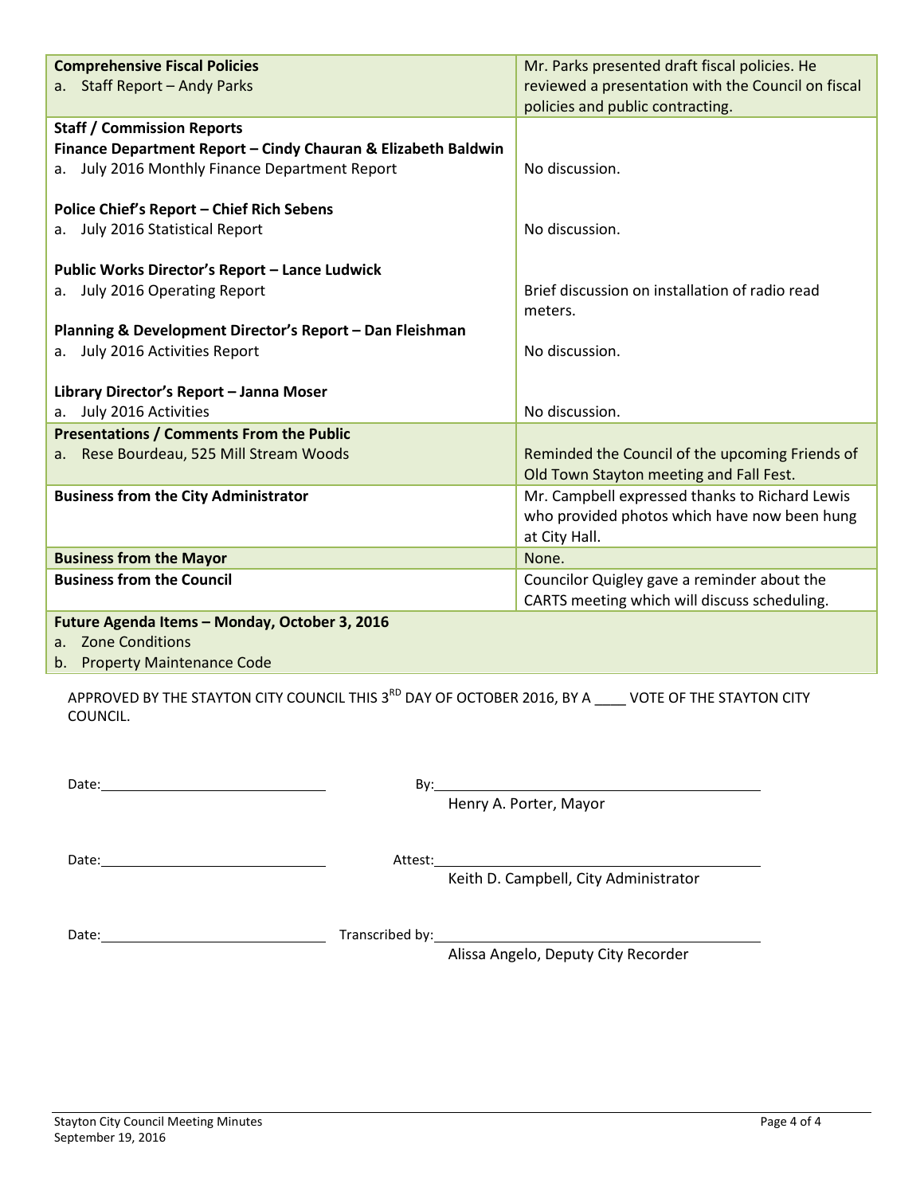| | |
|---|---|
| **Comprehensive Fiscal Policies**<br>a. Staff Report – Andy Parks | Mr. Parks presented draft fiscal policies. He reviewed a presentation with the Council on fiscal policies and public contracting. |
| **Staff / Commission Reports**<br>**Finance Department Report – Cindy Chauran & Elizabeth Baldwin**<br>a. July 2016 Monthly Finance Department Report | No discussion. |
| **Police Chief's Report – Chief Rich Sebens**<br>a. July 2016 Statistical Report | No discussion. |
| **Public Works Director's Report – Lance Ludwick**<br>a. July 2016 Operating Report | Brief discussion on installation of radio read meters. |
| **Planning & Development Director's Report – Dan Fleishman**<br>a. July 2016 Activities Report | No discussion. |
| **Library Director's Report – Janna Moser**<br>a. July 2016 Activities | No discussion. |
| **Presentations / Comments From the Public**<br>a. Rese Bourdeau, 525 Mill Stream Woods | Reminded the Council of the upcoming Friends of Old Town Stayton meeting and Fall Fest. |
| **Business from the City Administrator** | Mr. Campbell expressed thanks to Richard Lewis who provided photos which have now been hung at City Hall. |
| **Business from the Mayor** | None. |
| **Business from the Council** | Councilor Quigley gave a reminder about the CARTS meeting which will discuss scheduling. |
| **Future Agenda Items – Monday, October 3, 2016**<br>a. Zone Conditions<br>b. Property Maintenance Code | |

APPROVED BY THE STAYTON CITY COUNCIL THIS 3RD DAY OF OCTOBER 2016, BY A ____ VOTE OF THE STAYTON CITY COUNCIL.

Date: ______________________ By: ______________________
Henry A. Porter, Mayor

Date: ______________________ Attest: ______________________
Keith D. Campbell, City Administrator

Date: ______________________ Transcribed by: ______________________
Alissa Angelo, Deputy City Recorder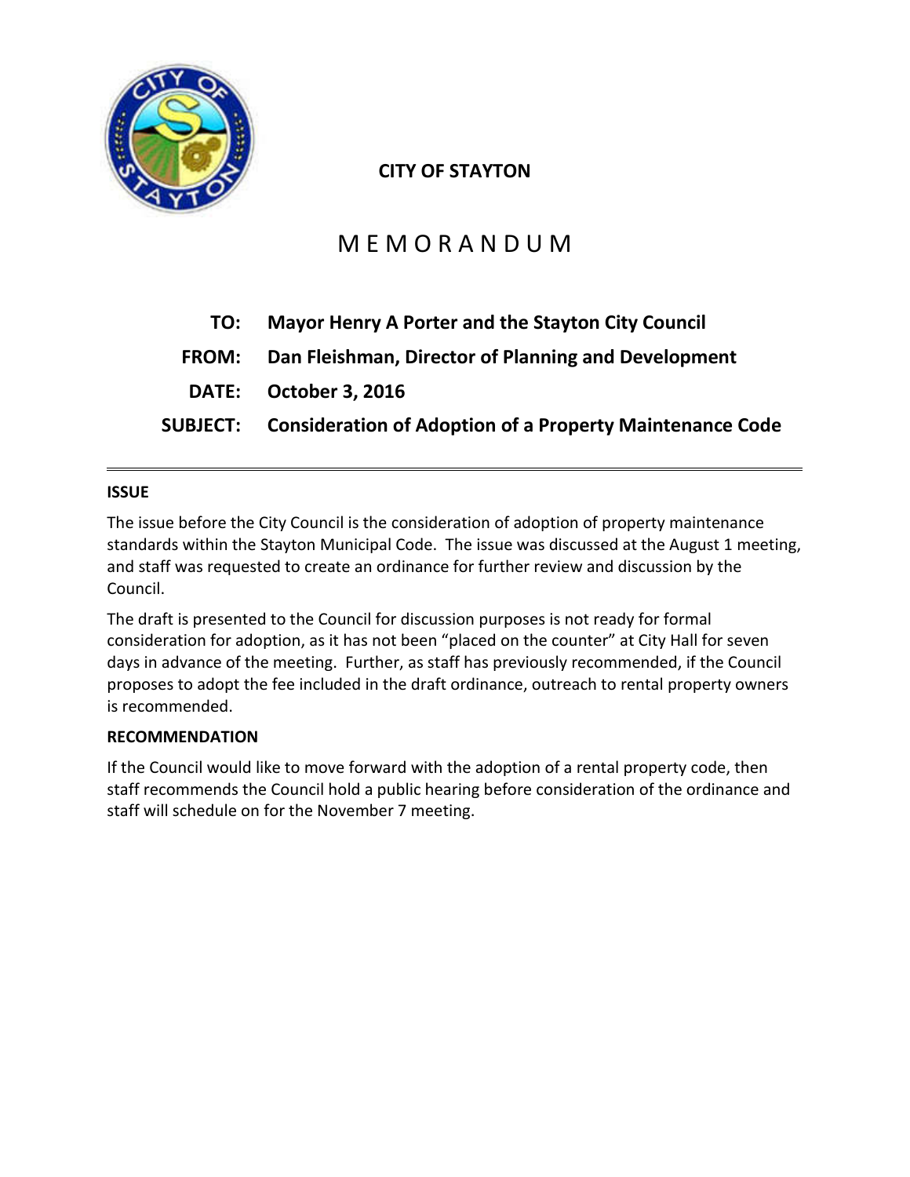**CITY OF STAYTON**

# MEMORANDUM

| | |
|---|---|
| **TO:** | **Mayor Henry A Porter and the Stayton City Council** |
| **FROM:** | **Dan Fleishman, Director of Planning and Development** |
| **DATE:** | **October 3, 2016** |
| **SUBJECT:** | **Consideration of Adoption of a Property Maintenance Code** |

---

### ISSUE

The issue before the City Council is the consideration of adoption of property maintenance standards within the Stayton Municipal Code. The issue was discussed at the August 1 meeting, and staff was requested to create an ordinance for further review and discussion by the Council.

The draft is presented to the Council for discussion purposes is not ready for formal consideration for adoption, as it has not been "placed on the counter" at City Hall for seven days in advance of the meeting. Further, as staff has previously recommended, if the Council proposes to adopt the fee included in the draft ordinance, outreach to rental property owners is recommended.

### RECOMMENDATION

If the Council would like to move forward with the adoption of a rental property code, then staff recommends the Council hold a public hearing before consideration of the ordinance and staff will schedule on for the November 7 meeting.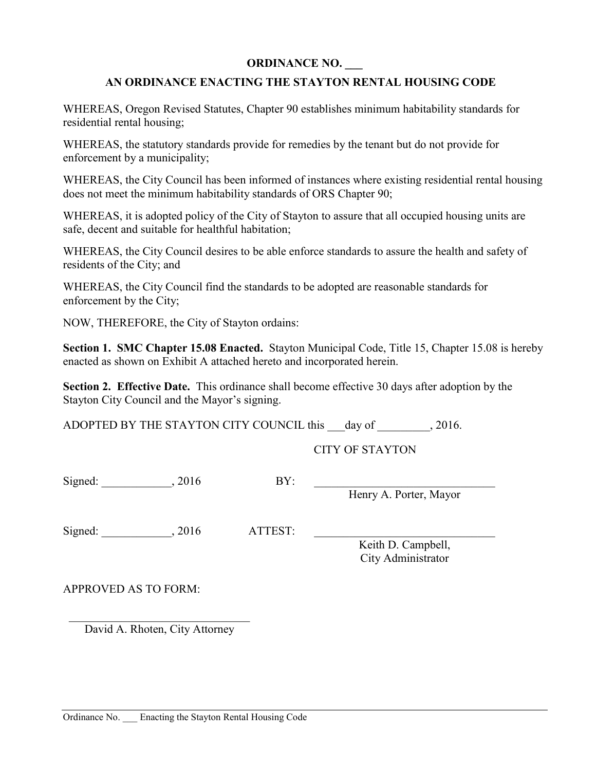**ORDINANCE NO. \_\_\_**

**AN ORDINANCE ENACTING THE STAYTON RENTAL HOUSING CODE**

WHEREAS, Oregon Revised Statutes, Chapter 90 establishes minimum habitability standards for residential rental housing;

WHEREAS, the statutory standards provide for remedies by the tenant but do not provide for enforcement by a municipality;

WHEREAS, the City Council has been informed of instances where existing residential rental housing does not meet the minimum habitability standards of ORS Chapter 90;

WHEREAS, it is adopted policy of the City of Stayton to assure that all occupied housing units are safe, decent and suitable for healthful habitation;

WHEREAS, the City Council desires to be able enforce standards to assure the health and safety of residents of the City; and

WHEREAS, the City Council find the standards to be adopted are reasonable standards for enforcement by the City;

NOW, THEREFORE, the City of Stayton ordains:

**Section 1. SMC Chapter 15.08 Enacted.** Stayton Municipal Code, Title 15, Chapter 15.08 is hereby enacted as shown on Exhibit A attached hereto and incorporated herein.

**Section 2. Effective Date.** This ordinance shall become effective 30 days after adoption by the Stayton City Council and the Mayor's signing.

ADOPTED BY THE STAYTON CITY COUNCIL this \_\_\_day of \_\_\_\_\_\_\_\_\_, 2016.

CITY OF STAYTON

Signed: \_\_\_\_\_\_\_\_\_\_\_\_, 2016 BY: \_\_\_\_\_\_\_\_\_\_\_\_\_\_\_\_\_\_\_\_\_\_\_\_\_\_\_\_\_\_\_

Henry A. Porter, Mayor

Signed: \_\_\_\_\_\_\_\_\_\_\_\_, 2016 ATTEST: \_\_\_\_\_\_\_\_\_\_\_\_\_\_\_\_\_\_\_\_\_\_\_\_\_\_\_\_\_\_\_

Keith D. Campbell,
City Administrator

APPROVED AS TO FORM:

\_\_\_\_\_\_\_\_\_\_\_\_\_\_\_\_\_\_\_\_\_\_\_\_\_\_\_\_\_\_\_

David A. Rhoten, City Attorney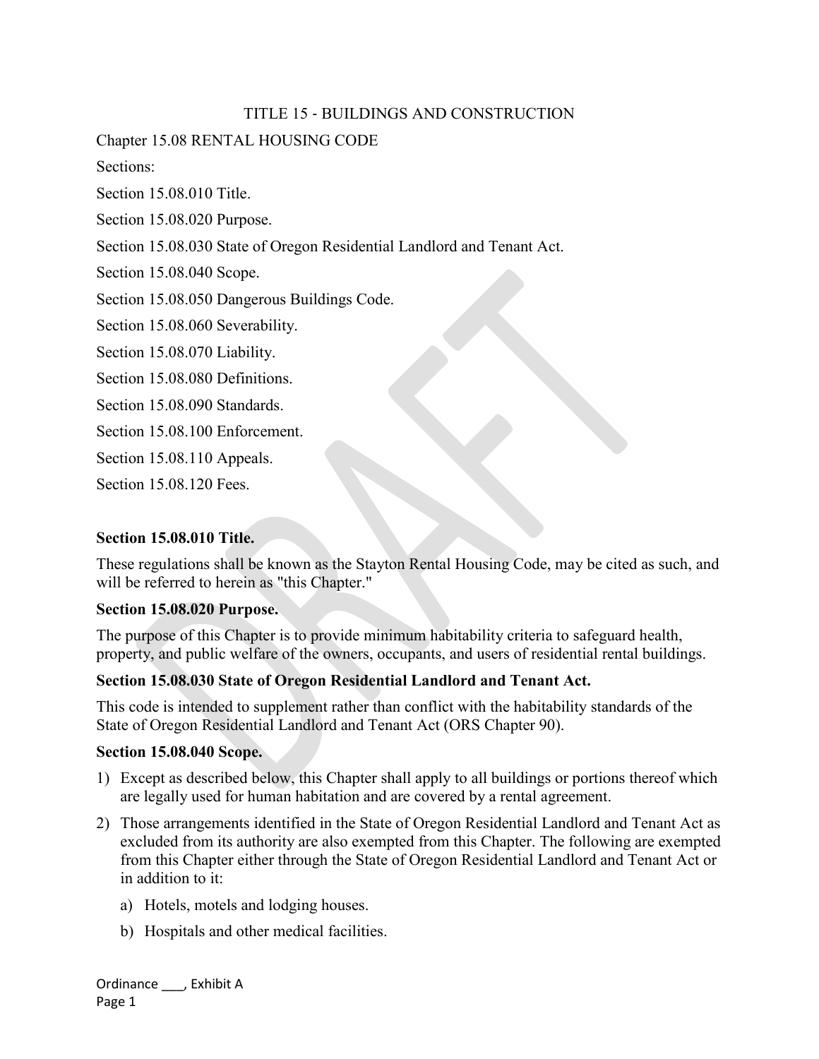TITLE 15 - BUILDINGS AND CONSTRUCTION

Chapter 15.08 RENTAL HOUSING CODE

Sections:

Section 15.08.010 Title.

Section 15.08.020 Purpose.

Section 15.08.030 State of Oregon Residential Landlord and Tenant Act.

Section 15.08.040 Scope.

Section 15.08.050 Dangerous Buildings Code.

Section 15.08.060 Severability.

Section 15.08.070 Liability.

Section 15.08.080 Definitions.

Section 15.08.090 Standards.

Section 15.08.100 Enforcement.

Section 15.08.110 Appeals.

Section 15.08.120 Fees.

**Section 15.08.010 Title.**

These regulations shall be known as the Stayton Rental Housing Code, may be cited as such, and will be referred to herein as "this Chapter."

**Section 15.08.020 Purpose.**

The purpose of this Chapter is to provide minimum habitability criteria to safeguard health, property, and public welfare of the owners, occupants, and users of residential rental buildings.

**Section 15.08.030 State of Oregon Residential Landlord and Tenant Act.**

This code is intended to supplement rather than conflict with the habitability standards of the State of Oregon Residential Landlord and Tenant Act (ORS Chapter 90).

**Section 15.08.040 Scope.**

1) Except as described below, this Chapter shall apply to all buildings or portions thereof which are legally used for human habitation and are covered by a rental agreement.
2) Those arrangements identified in the State of Oregon Residential Landlord and Tenant Act as excluded from its authority are also exempted from this Chapter. The following are exempted from this Chapter either through the State of Oregon Residential Landlord and Tenant Act or in addition to it:
   a) Hotels, motels and lodging houses.
   b) Hospitals and other medical facilities.

Ordinance ___, Exhibit A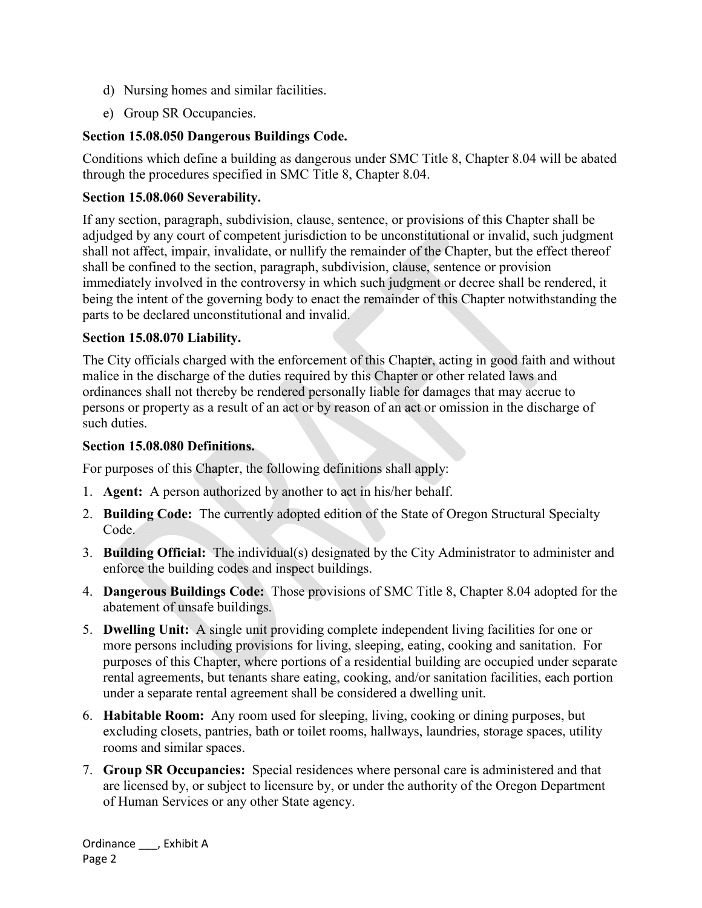d) Nursing homes and similar facilities.

e) Group SR Occupancies.

**Section 15.08.050 Dangerous Buildings Code.**

Conditions which define a building as dangerous under SMC Title 8, Chapter 8.04 will be abated through the procedures specified in SMC Title 8, Chapter 8.04.

**Section 15.08.060 Severability.**

If any section, paragraph, subdivision, clause, sentence, or provisions of this Chapter shall be adjudged by any court of competent jurisdiction to be unconstitutional or invalid, such judgment shall not affect, impair, invalidate, or nullify the remainder of the Chapter, but the effect thereof shall be confined to the section, paragraph, subdivision, clause, sentence or provision immediately involved in the controversy in which such judgment or decree shall be rendered, it being the intent of the governing body to enact the remainder of this Chapter notwithstanding the parts to be declared unconstitutional and invalid.

**Section 15.08.070 Liability.**

The City officials charged with the enforcement of this Chapter, acting in good faith and without malice in the discharge of the duties required by this Chapter or other related laws and ordinances shall not thereby be rendered personally liable for damages that may accrue to persons or property as a result of an act or by reason of an act or omission in the discharge of such duties.

**Section 15.08.080 Definitions.**

For purposes of this Chapter, the following definitions shall apply:

1. **Agent:** A person authorized by another to act in his/her behalf.
2. **Building Code:** The currently adopted edition of the State of Oregon Structural Specialty Code.
3. **Building Official:** The individual(s) designated by the City Administrator to administer and enforce the building codes and inspect buildings.
4. **Dangerous Buildings Code:** Those provisions of SMC Title 8, Chapter 8.04 adopted for the abatement of unsafe buildings.
5. **Dwelling Unit:** A single unit providing complete independent living facilities for one or more persons including provisions for living, sleeping, eating, cooking and sanitation. For purposes of this Chapter, where portions of a residential building are occupied under separate rental agreements, but tenants share eating, cooking, and/or sanitation facilities, each portion under a separate rental agreement shall be considered a dwelling unit.
6. **Habitable Room:** Any room used for sleeping, living, cooking or dining purposes, but excluding closets, pantries, bath or toilet rooms, hallways, laundries, storage spaces, utility rooms and similar spaces.
7. **Group SR Occupancies:** Special residences where personal care is administered and that are licensed by, or subject to licensure by, or under the authority of the Oregon Department of Human Services or any other State agency.

Ordinance ___, Exhibit A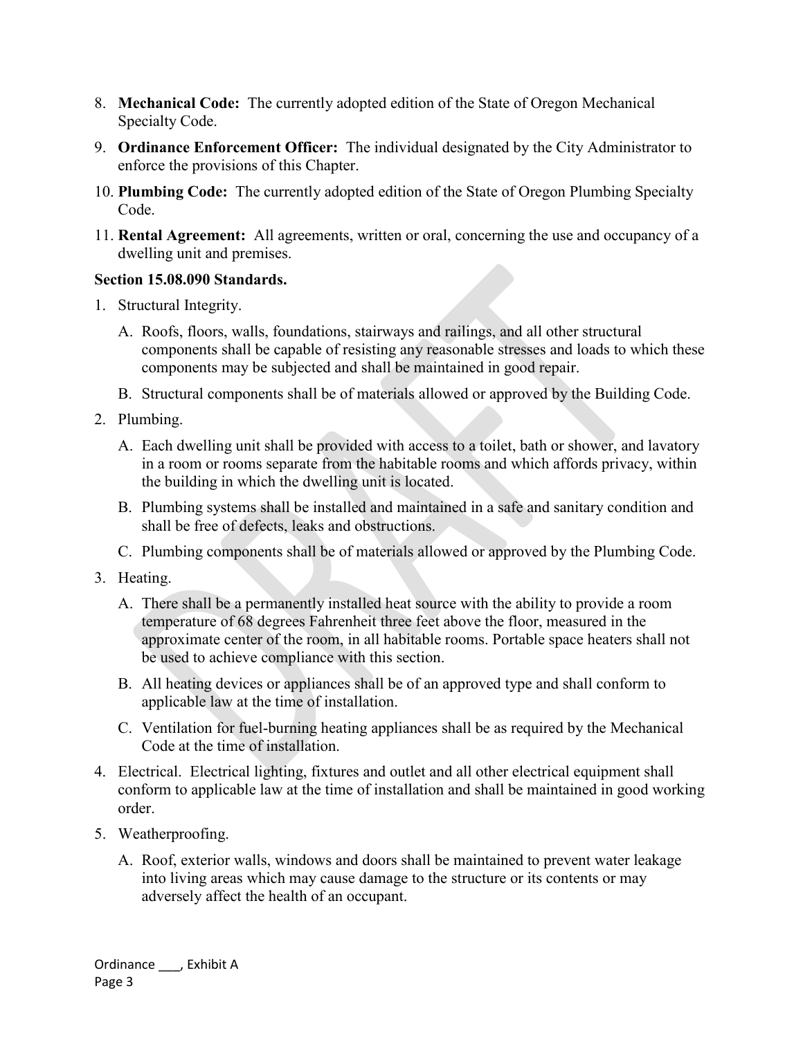8. **Mechanical Code:** The currently adopted edition of the State of Oregon Mechanical Specialty Code.
9. **Ordinance Enforcement Officer:** The individual designated by the City Administrator to enforce the provisions of this Chapter.
10. **Plumbing Code:** The currently adopted edition of the State of Oregon Plumbing Specialty Code.
11. **Rental Agreement:** All agreements, written or oral, concerning the use and occupancy of a dwelling unit and premises.

**Section 15.08.090 Standards.**

1. Structural Integrity.
   - A. Roofs, floors, walls, foundations, stairways and railings, and all other structural components shall be capable of resisting any reasonable stresses and loads to which these components may be subjected and shall be maintained in good repair.
   - B. Structural components shall be of materials allowed or approved by the Building Code.
2. Plumbing.
   - A. Each dwelling unit shall be provided with access to a toilet, bath or shower, and lavatory in a room or rooms separate from the habitable rooms and which affords privacy, within the building in which the dwelling unit is located.
   - B. Plumbing systems shall be installed and maintained in a safe and sanitary condition and shall be free of defects, leaks and obstructions.
   - C. Plumbing components shall be of materials allowed or approved by the Plumbing Code.
3. Heating.
   - A. There shall be a permanently installed heat source with the ability to provide a room temperature of 68 degrees Fahrenheit three feet above the floor, measured in the approximate center of the room, in all habitable rooms. Portable space heaters shall not be used to achieve compliance with this section.
   - B. All heating devices or appliances shall be of an approved type and shall conform to applicable law at the time of installation.
   - C. Ventilation for fuel-burning heating appliances shall be as required by the Mechanical Code at the time of installation.
4. Electrical. Electrical lighting, fixtures and outlet and all other electrical equipment shall conform to applicable law at the time of installation and shall be maintained in good working order.
5. Weatherproofing.
   - A. Roof, exterior walls, windows and doors shall be maintained to prevent water leakage into living areas which may cause damage to the structure or its contents or may adversely affect the health of an occupant.

Ordinance ___, Exhibit A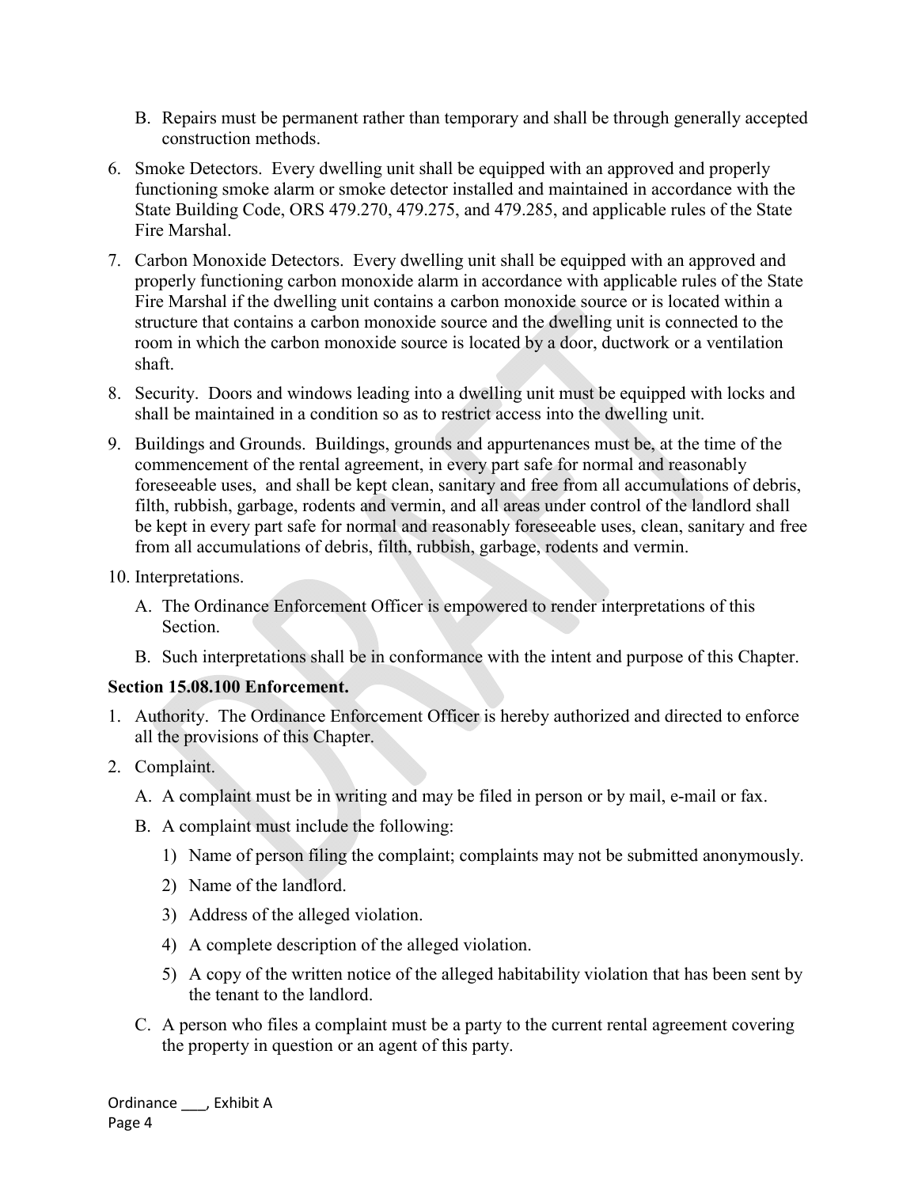B. Repairs must be permanent rather than temporary and shall be through generally accepted construction methods.

6. Smoke Detectors. Every dwelling unit shall be equipped with an approved and properly functioning smoke alarm or smoke detector installed and maintained in accordance with the State Building Code, ORS 479.270, 479.275, and 479.285, and applicable rules of the State Fire Marshal.

7. Carbon Monoxide Detectors. Every dwelling unit shall be equipped with an approved and properly functioning carbon monoxide alarm in accordance with applicable rules of the State Fire Marshal if the dwelling unit contains a carbon monoxide source or is located within a structure that contains a carbon monoxide source and the dwelling unit is connected to the room in which the carbon monoxide source is located by a door, ductwork or a ventilation shaft.

8. Security. Doors and windows leading into a dwelling unit must be equipped with locks and shall be maintained in a condition so as to restrict access into the dwelling unit.

9. Buildings and Grounds. Buildings, grounds and appurtenances must be, at the time of the commencement of the rental agreement, in every part safe for normal and reasonably foreseeable uses, and shall be kept clean, sanitary and free from all accumulations of debris, filth, rubbish, garbage, rodents and vermin, and all areas under control of the landlord shall be kept in every part safe for normal and reasonably foreseeable uses, clean, sanitary and free from all accumulations of debris, filth, rubbish, garbage, rodents and vermin.

10. Interpretations.

    A. The Ordinance Enforcement Officer is empowered to render interpretations of this Section.

    B. Such interpretations shall be in conformance with the intent and purpose of this Chapter.

**Section 15.08.100 Enforcement.**

1. Authority. The Ordinance Enforcement Officer is hereby authorized and directed to enforce all the provisions of this Chapter.

2. Complaint.

    A. A complaint must be in writing and may be filed in person or by mail, e-mail or fax.

    B. A complaint must include the following:

        1) Name of person filing the complaint; complaints may not be submitted anonymously.

        2) Name of the landlord.

        3) Address of the alleged violation.

        4) A complete description of the alleged violation.

        5) A copy of the written notice of the alleged habitability violation that has been sent by the tenant to the landlord.

    C. A person who files a complaint must be a party to the current rental agreement covering the property in question or an agent of this party.

Ordinance ___, Exhibit A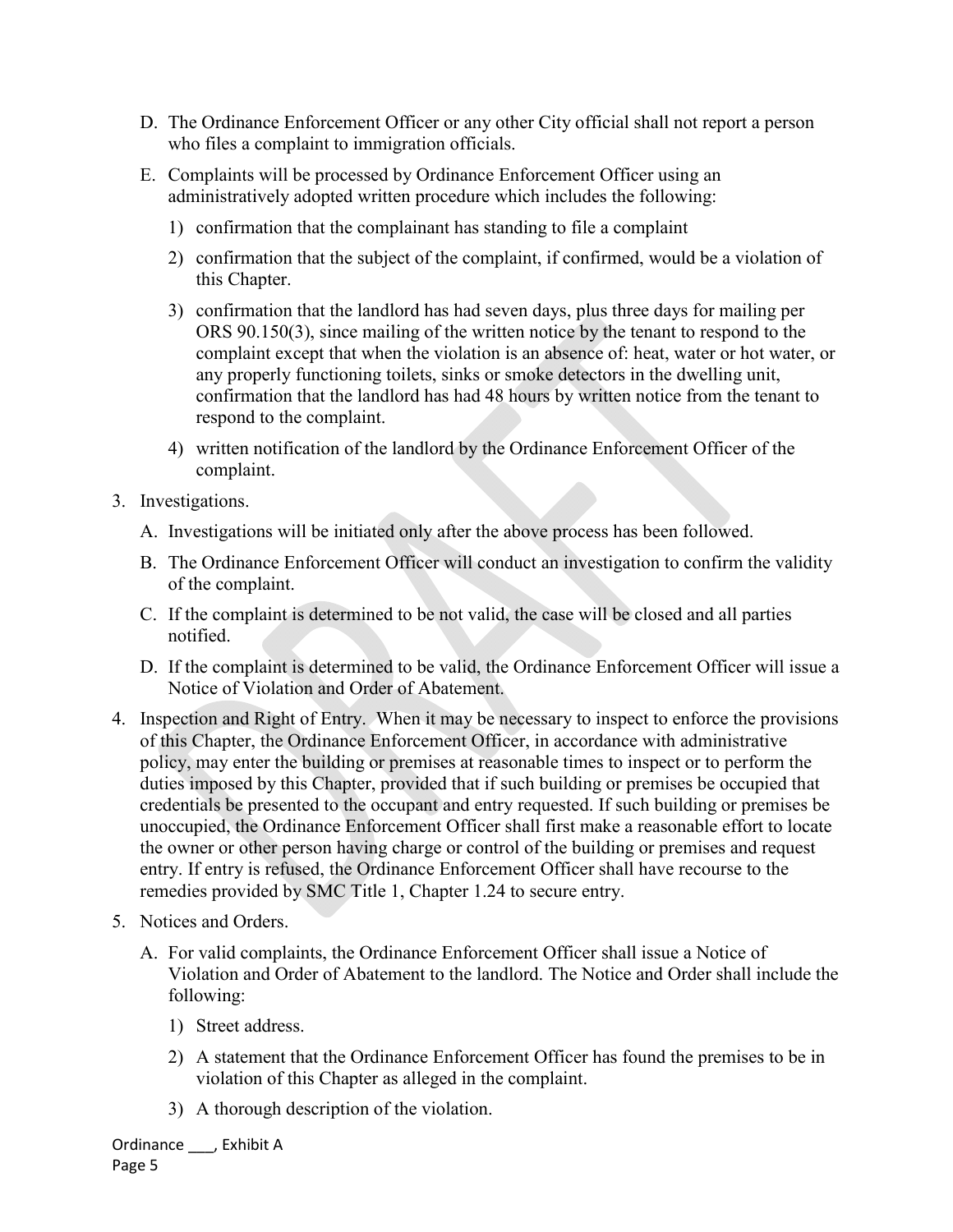D. The Ordinance Enforcement Officer or any other City official shall not report a person who files a complaint to immigration officials.

E. Complaints will be processed by Ordinance Enforcement Officer using an administratively adopted written procedure which includes the following:

1) confirmation that the complainant has standing to file a complaint

2) confirmation that the subject of the complaint, if confirmed, would be a violation of this Chapter.

3) confirmation that the landlord has had seven days, plus three days for mailing per ORS 90.150(3), since mailing of the written notice by the tenant to respond to the complaint except that when the violation is an absence of: heat, water or hot water, or any properly functioning toilets, sinks or smoke detectors in the dwelling unit, confirmation that the landlord has had 48 hours by written notice from the tenant to respond to the complaint.

4) written notification of the landlord by the Ordinance Enforcement Officer of the complaint.

3. Investigations.

A. Investigations will be initiated only after the above process has been followed.

B. The Ordinance Enforcement Officer will conduct an investigation to confirm the validity of the complaint.

C. If the complaint is determined to be not valid, the case will be closed and all parties notified.

D. If the complaint is determined to be valid, the Ordinance Enforcement Officer will issue a Notice of Violation and Order of Abatement.

4. Inspection and Right of Entry. When it may be necessary to inspect to enforce the provisions of this Chapter, the Ordinance Enforcement Officer, in accordance with administrative policy, may enter the building or premises at reasonable times to inspect or to perform the duties imposed by this Chapter, provided that if such building or premises be occupied that credentials be presented to the occupant and entry requested. If such building or premises be unoccupied, the Ordinance Enforcement Officer shall first make a reasonable effort to locate the owner or other person having charge or control of the building or premises and request entry. If entry is refused, the Ordinance Enforcement Officer shall have recourse to the remedies provided by SMC Title 1, Chapter 1.24 to secure entry.

5. Notices and Orders.

A. For valid complaints, the Ordinance Enforcement Officer shall issue a Notice of Violation and Order of Abatement to the landlord. The Notice and Order shall include the following:

1) Street address.

2) A statement that the Ordinance Enforcement Officer has found the premises to be in violation of this Chapter as alleged in the complaint.

3) A thorough description of the violation.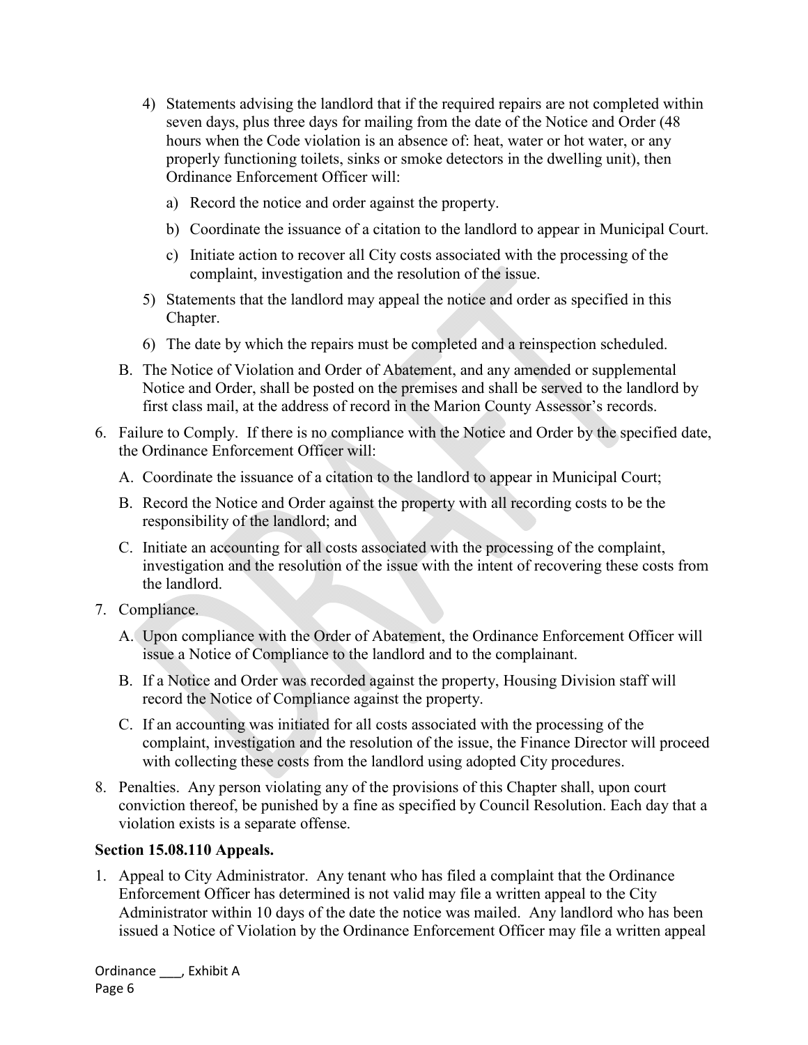4) Statements advising the landlord that if the required repairs are not completed within seven days, plus three days for mailing from the date of the Notice and Order (48 hours when the Code violation is an absence of: heat, water or hot water, or any properly functioning toilets, sinks or smoke detectors in the dwelling unit), then Ordinance Enforcement Officer will:

   a) Record the notice and order against the property.

   b) Coordinate the issuance of a citation to the landlord to appear in Municipal Court.

   c) Initiate action to recover all City costs associated with the processing of the complaint, investigation and the resolution of the issue.

5) Statements that the landlord may appeal the notice and order as specified in this Chapter.

6) The date by which the repairs must be completed and a reinspection scheduled.

B. The Notice of Violation and Order of Abatement, and any amended or supplemental Notice and Order, shall be posted on the premises and shall be served to the landlord by first class mail, at the address of record in the Marion County Assessor's records.

6. Failure to Comply. If there is no compliance with the Notice and Order by the specified date, the Ordinance Enforcement Officer will:

   A. Coordinate the issuance of a citation to the landlord to appear in Municipal Court;

   B. Record the Notice and Order against the property with all recording costs to be the responsibility of the landlord; and

   C. Initiate an accounting for all costs associated with the processing of the complaint, investigation and the resolution of the issue with the intent of recovering these costs from the landlord.

7. Compliance.

   A. Upon compliance with the Order of Abatement, the Ordinance Enforcement Officer will issue a Notice of Compliance to the landlord and to the complainant.

   B. If a Notice and Order was recorded against the property, Housing Division staff will record the Notice of Compliance against the property.

   C. If an accounting was initiated for all costs associated with the processing of the complaint, investigation and the resolution of the issue, the Finance Director will proceed with collecting these costs from the landlord using adopted City procedures.

8. Penalties. Any person violating any of the provisions of this Chapter shall, upon court conviction thereof, be punished by a fine as specified by Council Resolution. Each day that a violation exists is a separate offense.

**Section 15.08.110 Appeals.**

1. Appeal to City Administrator. Any tenant who has filed a complaint that the Ordinance Enforcement Officer has determined is not valid may file a written appeal to the City Administrator within 10 days of the date the notice was mailed. Any landlord who has been issued a Notice of Violation by the Ordinance Enforcement Officer may file a written appeal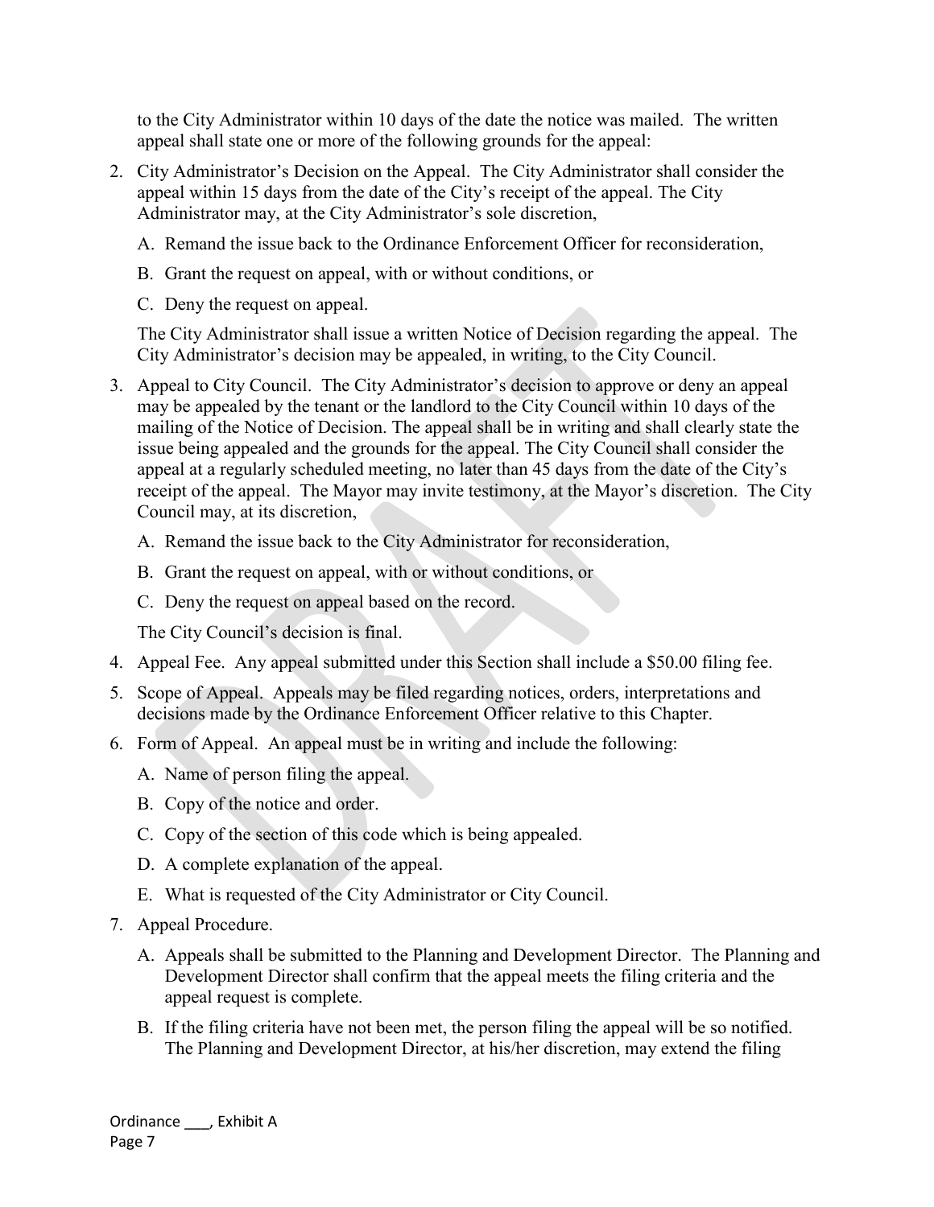to the City Administrator within 10 days of the date the notice was mailed. The written appeal shall state one or more of the following grounds for the appeal:

2. City Administrator's Decision on the Appeal. The City Administrator shall consider the appeal within 15 days from the date of the City's receipt of the appeal. The City Administrator may, at the City Administrator's sole discretion,

   A. Remand the issue back to the Ordinance Enforcement Officer for reconsideration,

   B. Grant the request on appeal, with or without conditions, or

   C. Deny the request on appeal.

   The City Administrator shall issue a written Notice of Decision regarding the appeal. The City Administrator's decision may be appealed, in writing, to the City Council.

3. Appeal to City Council. The City Administrator's decision to approve or deny an appeal may be appealed by the tenant or the landlord to the City Council within 10 days of the mailing of the Notice of Decision. The appeal shall be in writing and shall clearly state the issue being appealed and the grounds for the appeal. The City Council shall consider the appeal at a regularly scheduled meeting, no later than 45 days from the date of the City's receipt of the appeal. The Mayor may invite testimony, at the Mayor's discretion. The City Council may, at its discretion,

   A. Remand the issue back to the City Administrator for reconsideration,

   B. Grant the request on appeal, with or without conditions, or

   C. Deny the request on appeal based on the record.

   The City Council's decision is final.

4. Appeal Fee. Any appeal submitted under this Section shall include a $50.00 filing fee.

5. Scope of Appeal. Appeals may be filed regarding notices, orders, interpretations and decisions made by the Ordinance Enforcement Officer relative to this Chapter.

6. Form of Appeal. An appeal must be in writing and include the following:

   A. Name of person filing the appeal.

   B. Copy of the notice and order.

   C. Copy of the section of this code which is being appealed.

   D. A complete explanation of the appeal.

   E. What is requested of the City Administrator or City Council.

7. Appeal Procedure.

   A. Appeals shall be submitted to the Planning and Development Director. The Planning and Development Director shall confirm that the appeal meets the filing criteria and the appeal request is complete.

   B. If the filing criteria have not been met, the person filing the appeal will be so notified. The Planning and Development Director, at his/her discretion, may extend the filing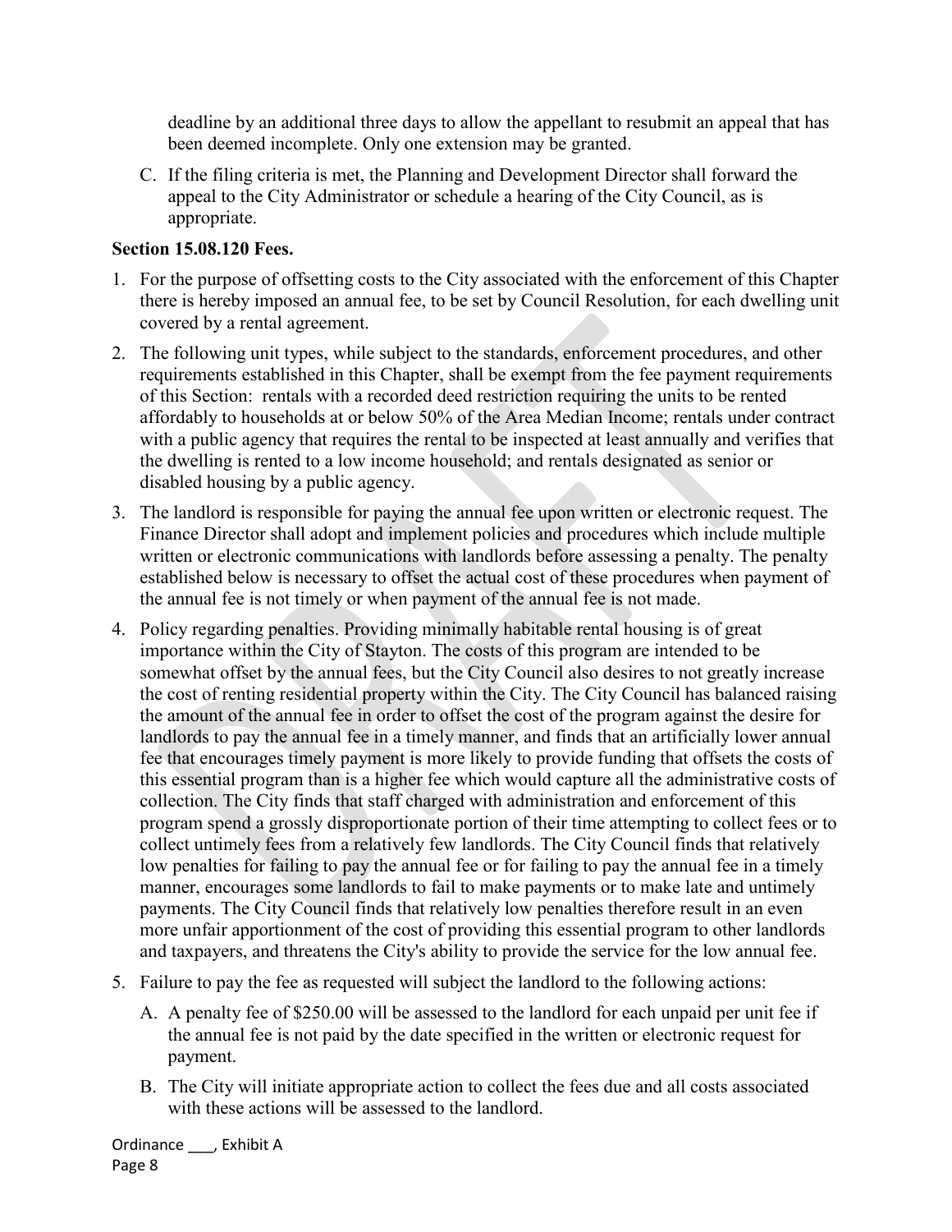deadline by an additional three days to allow the appellant to resubmit an appeal that has been deemed incomplete. Only one extension may be granted.

C. If the filing criteria is met, the Planning and Development Director shall forward the appeal to the City Administrator or schedule a hearing of the City Council, as is appropriate.

**Section 15.08.120 Fees.**

1. For the purpose of offsetting costs to the City associated with the enforcement of this Chapter there is hereby imposed an annual fee, to be set by Council Resolution, for each dwelling unit covered by a rental agreement.
2. The following unit types, while subject to the standards, enforcement procedures, and other requirements established in this Chapter, shall be exempt from the fee payment requirements of this Section: rentals with a recorded deed restriction requiring the units to be rented affordably to households at or below 50% of the Area Median Income; rentals under contract with a public agency that requires the rental to be inspected at least annually and verifies that the dwelling is rented to a low income household; and rentals designated as senior or disabled housing by a public agency.
3. The landlord is responsible for paying the annual fee upon written or electronic request. The Finance Director shall adopt and implement policies and procedures which include multiple written or electronic communications with landlords before assessing a penalty. The penalty established below is necessary to offset the actual cost of these procedures when payment of the annual fee is not timely or when payment of the annual fee is not made.
4. Policy regarding penalties. Providing minimally habitable rental housing is of great importance within the City of Stayton. The costs of this program are intended to be somewhat offset by the annual fees, but the City Council also desires to not greatly increase the cost of renting residential property within the City. The City Council has balanced raising the amount of the annual fee in order to offset the cost of the program against the desire for landlords to pay the annual fee in a timely manner, and finds that an artificially lower annual fee that encourages timely payment is more likely to provide funding that offsets the costs of this essential program than is a higher fee which would capture all the administrative costs of collection. The City finds that staff charged with administration and enforcement of this program spend a grossly disproportionate portion of their time attempting to collect fees or to collect untimely fees from a relatively few landlords. The City Council finds that relatively low penalties for failing to pay the annual fee or for failing to pay the annual fee in a timely manner, encourages some landlords to fail to make payments or to make late and untimely payments. The City Council finds that relatively low penalties therefore result in an even more unfair apportionment of the cost of providing this essential program to other landlords and taxpayers, and threatens the City's ability to provide the service for the low annual fee.
5. Failure to pay the fee as requested will subject the landlord to the following actions:
   A. A penalty fee of $250.00 will be assessed to the landlord for each unpaid per unit fee if the annual fee is not paid by the date specified in the written or electronic request for payment.
   B. The City will initiate appropriate action to collect the fees due and all costs associated with these actions will be assessed to the landlord.

Ordinance ___, Exhibit A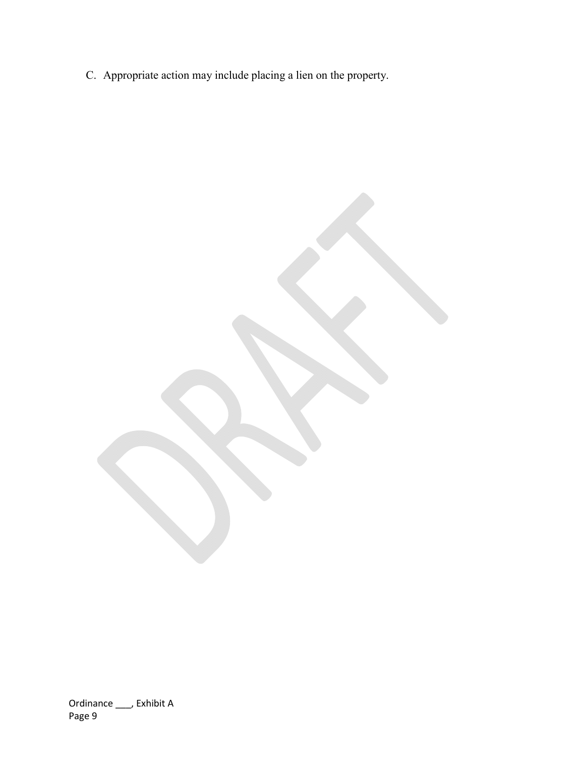C. Appropriate action may include placing a lien on the property.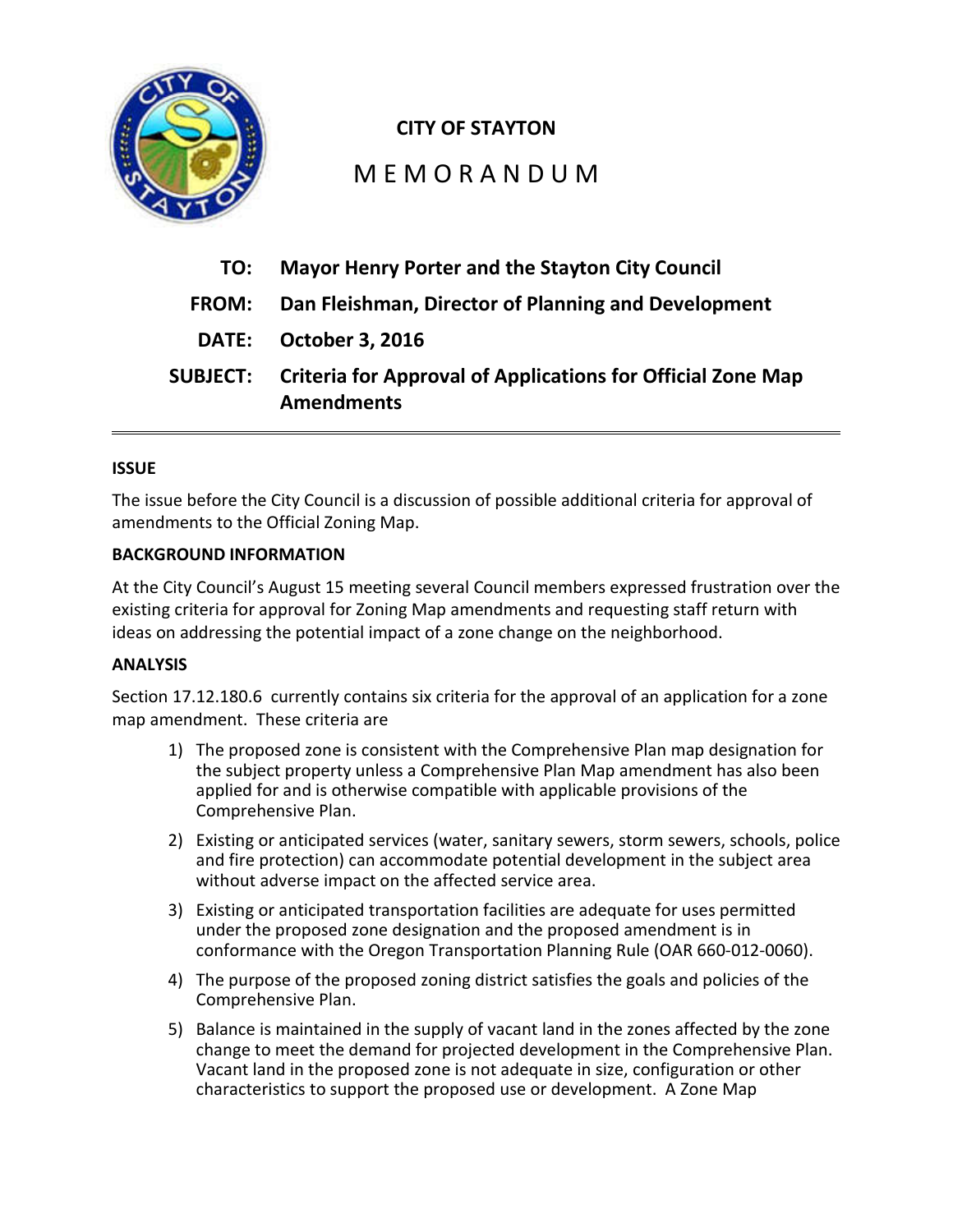**CITY OF STAYTON**

# MEMORANDUM

**TO:** **Mayor Henry Porter and the Stayton City Council**

**FROM:** **Dan Fleishman, Director of Planning and Development**

**DATE:** **October 3, 2016**

**SUBJECT:** **Criteria for Approval of Applications for Official Zone Map Amendments**

---

**ISSUE**

The issue before the City Council is a discussion of possible additional criteria for approval of amendments to the Official Zoning Map.

**BACKGROUND INFORMATION**

At the City Council's August 15 meeting several Council members expressed frustration over the existing criteria for approval for Zoning Map amendments and requesting staff return with ideas on addressing the potential impact of a zone change on the neighborhood.

**ANALYSIS**

Section 17.12.180.6 currently contains six criteria for the approval of an application for a zone map amendment. These criteria are

1) The proposed zone is consistent with the Comprehensive Plan map designation for the subject property unless a Comprehensive Plan Map amendment has also been applied for and is otherwise compatible with applicable provisions of the Comprehensive Plan.
2) Existing or anticipated services (water, sanitary sewers, storm sewers, schools, police and fire protection) can accommodate potential development in the subject area without adverse impact on the affected service area.
3) Existing or anticipated transportation facilities are adequate for uses permitted under the proposed zone designation and the proposed amendment is in conformance with the Oregon Transportation Planning Rule (OAR 660-012-0060).
4) The purpose of the proposed zoning district satisfies the goals and policies of the Comprehensive Plan.
5) Balance is maintained in the supply of vacant land in the zones affected by the zone change to meet the demand for projected development in the Comprehensive Plan. Vacant land in the proposed zone is not adequate in size, configuration or other characteristics to support the proposed use or development. A Zone Map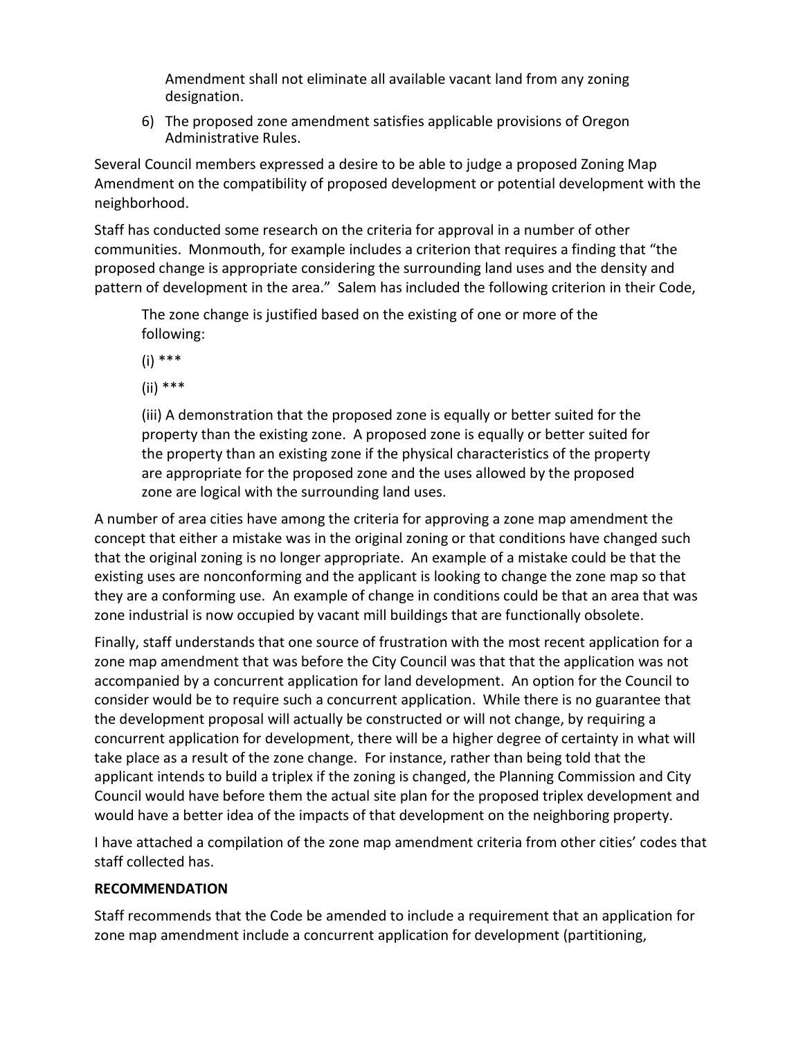Amendment shall not eliminate all available vacant land from any zoning designation.

6) The proposed zone amendment satisfies applicable provisions of Oregon Administrative Rules.

Several Council members expressed a desire to be able to judge a proposed Zoning Map Amendment on the compatibility of proposed development or potential development with the neighborhood.

Staff has conducted some research on the criteria for approval in a number of other communities. Monmouth, for example includes a criterion that requires a finding that "the proposed change is appropriate considering the surrounding land uses and the density and pattern of development in the area." Salem has included the following criterion in their Code,

> The zone change is justified based on the existing of one or more of the following:
>
> (i) ***
>
> (ii) ***
>
> (iii) A demonstration that the proposed zone is equally or better suited for the property than the existing zone. A proposed zone is equally or better suited for the property than an existing zone if the physical characteristics of the property are appropriate for the proposed zone and the uses allowed by the proposed zone are logical with the surrounding land uses.

A number of area cities have among the criteria for approving a zone map amendment the concept that either a mistake was in the original zoning or that conditions have changed such that the original zoning is no longer appropriate. An example of a mistake could be that the existing uses are nonconforming and the applicant is looking to change the zone map so that they are a conforming use. An example of change in conditions could be that an area that was zone industrial is now occupied by vacant mill buildings that are functionally obsolete.

Finally, staff understands that one source of frustration with the most recent application for a zone map amendment that was before the City Council was that that the application was not accompanied by a concurrent application for land development. An option for the Council to consider would be to require such a concurrent application. While there is no guarantee that the development proposal will actually be constructed or will not change, by requiring a concurrent application for development, there will be a higher degree of certainty in what will take place as a result of the zone change. For instance, rather than being told that the applicant intends to build a triplex if the zoning is changed, the Planning Commission and City Council would have before them the actual site plan for the proposed triplex development and would have a better idea of the impacts of that development on the neighboring property.

I have attached a compilation of the zone map amendment criteria from other cities' codes that staff collected has.

**RECOMMENDATION**

Staff recommends that the Code be amended to include a requirement that an application for zone map amendment include a concurrent application for development (partitioning,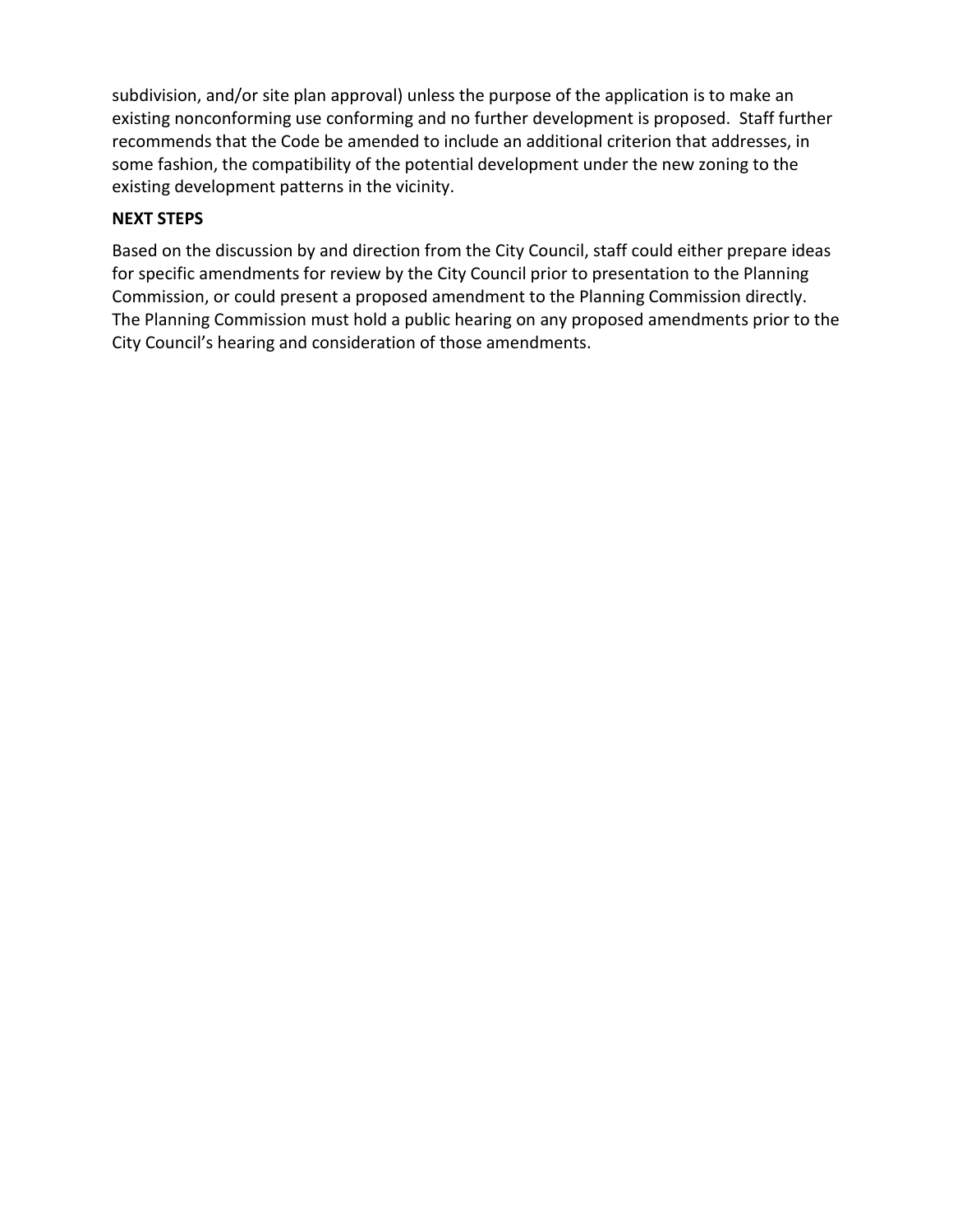subdivision, and/or site plan approval) unless the purpose of the application is to make an existing nonconforming use conforming and no further development is proposed. Staff further recommends that the Code be amended to include an additional criterion that addresses, in some fashion, the compatibility of the potential development under the new zoning to the existing development patterns in the vicinity.

**NEXT STEPS**

Based on the discussion by and direction from the City Council, staff could either prepare ideas for specific amendments for review by the City Council prior to presentation to the Planning Commission, or could present a proposed amendment to the Planning Commission directly. The Planning Commission must hold a public hearing on any proposed amendments prior to the City Council's hearing and consideration of those amendments.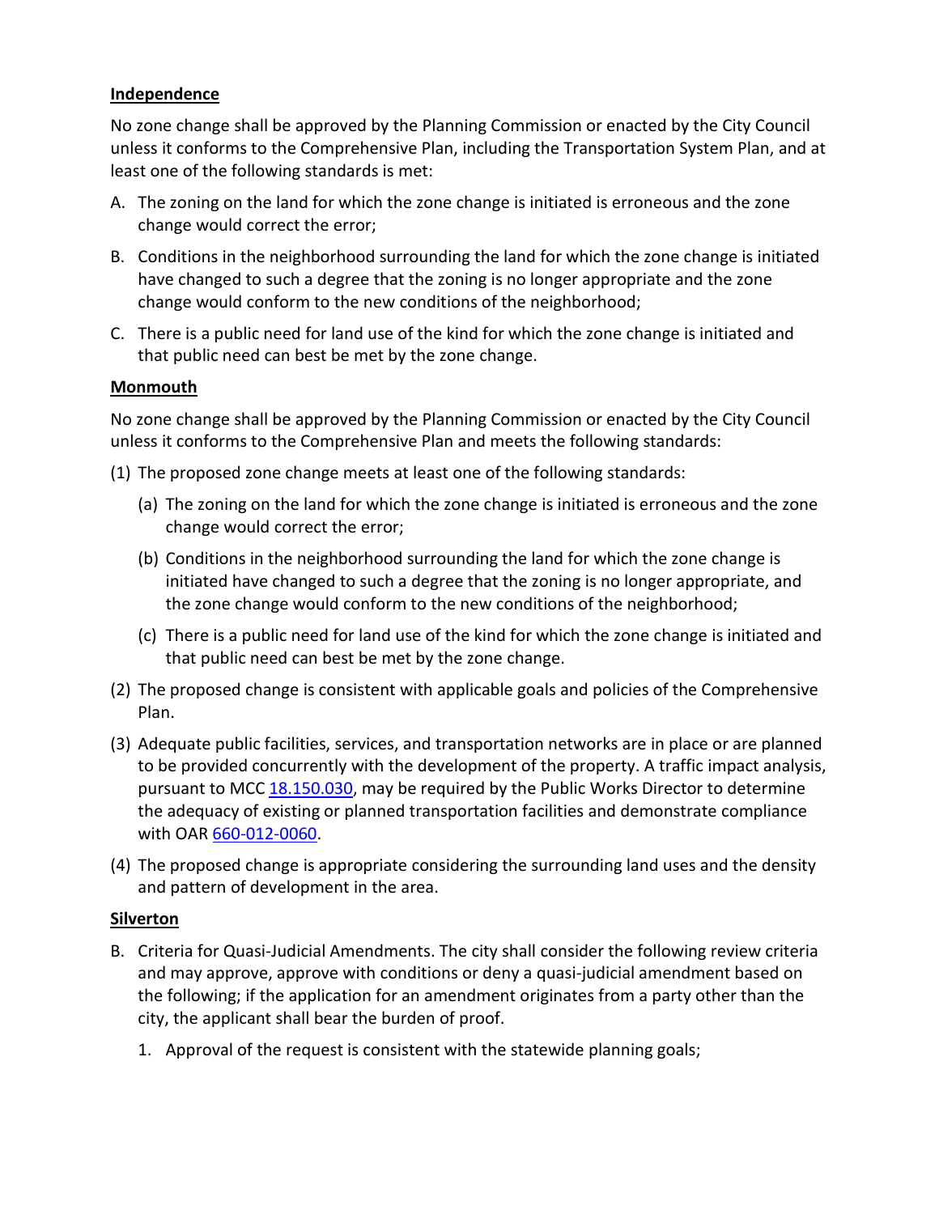**Independence**

No zone change shall be approved by the Planning Commission or enacted by the City Council unless it conforms to the Comprehensive Plan, including the Transportation System Plan, and at least one of the following standards is met:

A. The zoning on the land for which the zone change is initiated is erroneous and the zone change would correct the error;

B. Conditions in the neighborhood surrounding the land for which the zone change is initiated have changed to such a degree that the zoning is no longer appropriate and the zone change would conform to the new conditions of the neighborhood;

C. There is a public need for land use of the kind for which the zone change is initiated and that public need can best be met by the zone change.

**Monmouth**

No zone change shall be approved by the Planning Commission or enacted by the City Council unless it conforms to the Comprehensive Plan and meets the following standards:

(1) The proposed zone change meets at least one of the following standards:

   (a) The zoning on the land for which the zone change is initiated is erroneous and the zone change would correct the error;

   (b) Conditions in the neighborhood surrounding the land for which the zone change is initiated have changed to such a degree that the zoning is no longer appropriate, and the zone change would conform to the new conditions of the neighborhood;

   (c) There is a public need for land use of the kind for which the zone change is initiated and that public need can best be met by the zone change.

(2) The proposed change is consistent with applicable goals and policies of the Comprehensive Plan.

(3) Adequate public facilities, services, and transportation networks are in place or are planned to be provided concurrently with the development of the property. A traffic impact analysis, pursuant to MCC 18.150.030, may be required by the Public Works Director to determine the adequacy of existing or planned transportation facilities and demonstrate compliance with OAR 660-012-0060.

(4) The proposed change is appropriate considering the surrounding land uses and the density and pattern of development in the area.

**Silverton**

B. Criteria for Quasi-Judicial Amendments. The city shall consider the following review criteria and may approve, approve with conditions or deny a quasi-judicial amendment based on the following; if the application for an amendment originates from a party other than the city, the applicant shall bear the burden of proof.

   1. Approval of the request is consistent with the statewide planning goals;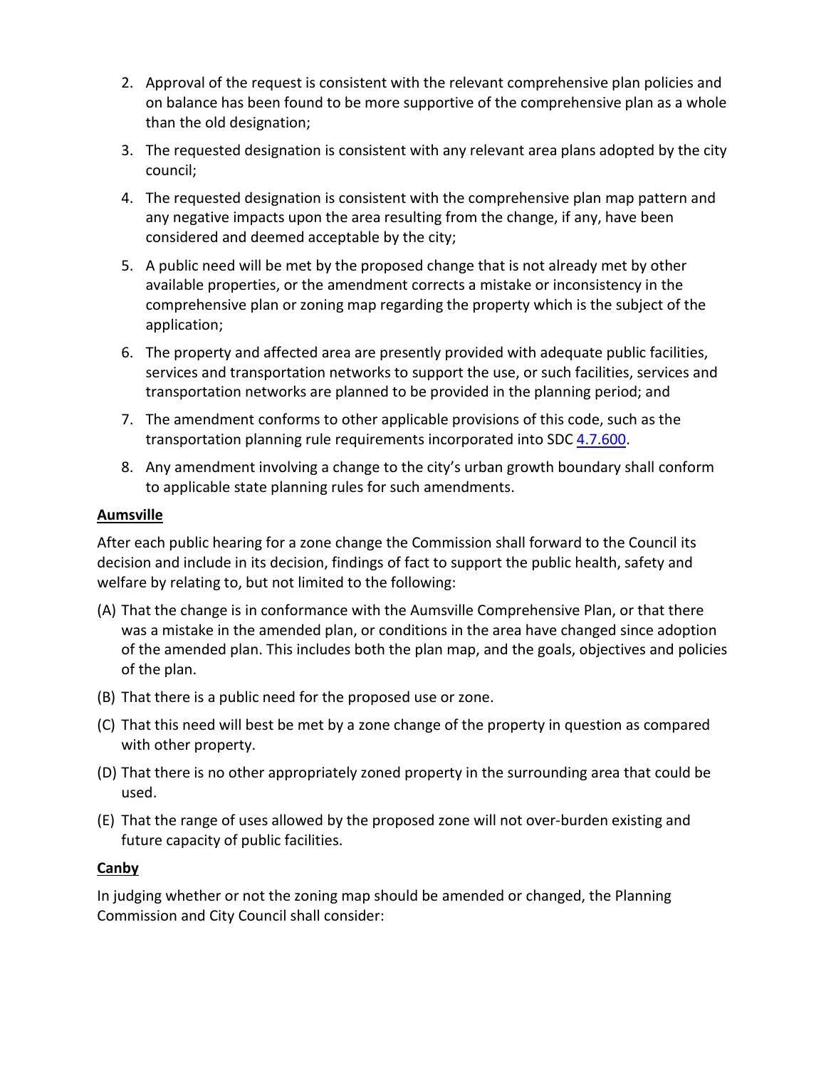2. Approval of the request is consistent with the relevant comprehensive plan policies and on balance has been found to be more supportive of the comprehensive plan as a whole than the old designation;
3. The requested designation is consistent with any relevant area plans adopted by the city council;
4. The requested designation is consistent with the comprehensive plan map pattern and any negative impacts upon the area resulting from the change, if any, have been considered and deemed acceptable by the city;
5. A public need will be met by the proposed change that is not already met by other available properties, or the amendment corrects a mistake or inconsistency in the comprehensive plan or zoning map regarding the property which is the subject of the application;
6. The property and affected area are presently provided with adequate public facilities, services and transportation networks to support the use, or such facilities, services and transportation networks are planned to be provided in the planning period; and
7. The amendment conforms to other applicable provisions of this code, such as the transportation planning rule requirements incorporated into SDC 4.7.600.
8. Any amendment involving a change to the city's urban growth boundary shall conform to applicable state planning rules for such amendments.

**Aumsville**

After each public hearing for a zone change the Commission shall forward to the Council its decision and include in its decision, findings of fact to support the public health, safety and welfare by relating to, but not limited to the following:

(A) That the change is in conformance with the Aumsville Comprehensive Plan, or that there was a mistake in the amended plan, or conditions in the area have changed since adoption of the amended plan. This includes both the plan map, and the goals, objectives and policies of the plan.

(B) That there is a public need for the proposed use or zone.

(C) That this need will best be met by a zone change of the property in question as compared with other property.

(D) That there is no other appropriately zoned property in the surrounding area that could be used.

(E) That the range of uses allowed by the proposed zone will not over-burden existing and future capacity of public facilities.

**Canby**

In judging whether or not the zoning map should be amended or changed, the Planning Commission and City Council shall consider: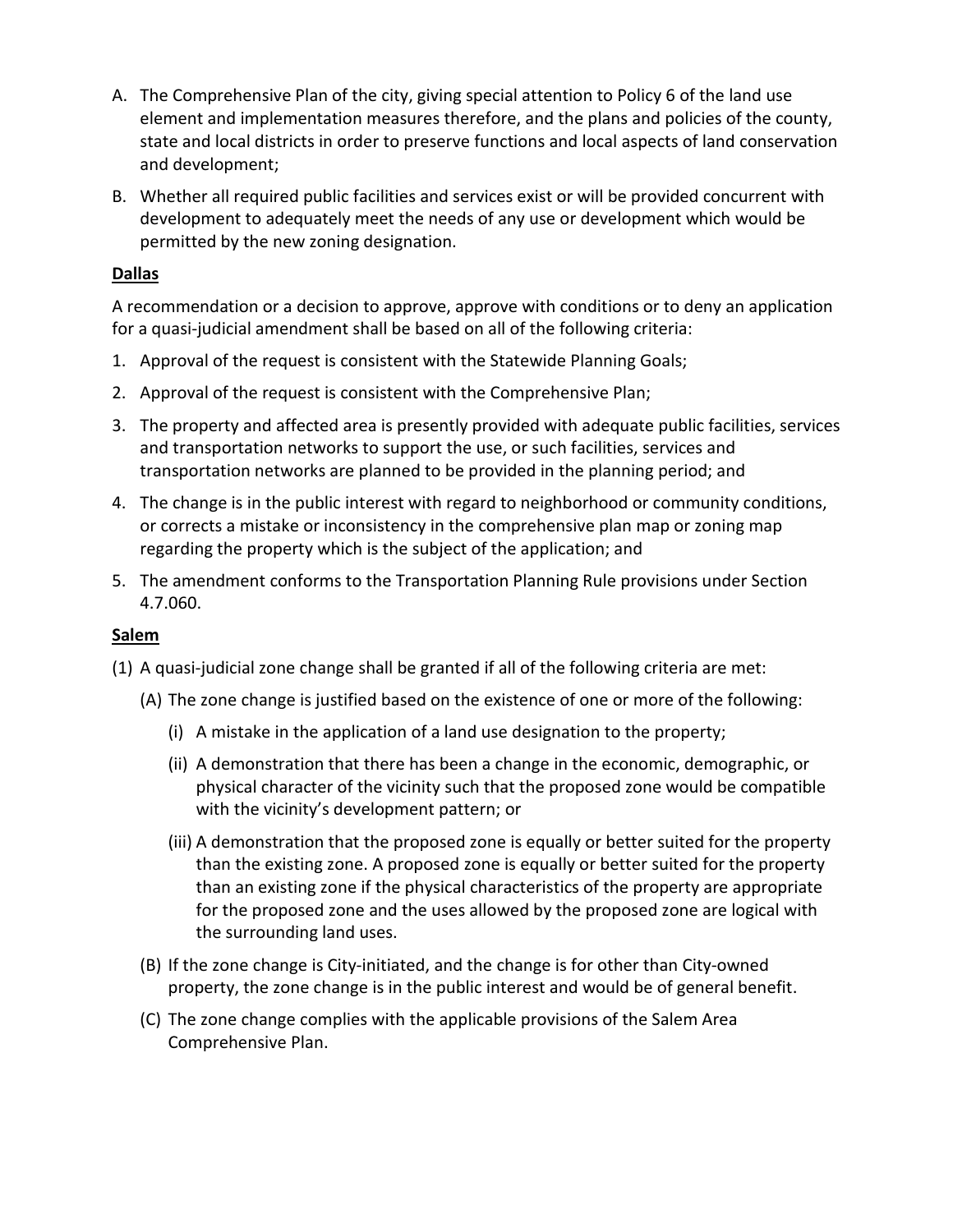A. The Comprehensive Plan of the city, giving special attention to Policy 6 of the land use element and implementation measures therefore, and the plans and policies of the county, state and local districts in order to preserve functions and local aspects of land conservation and development;

B. Whether all required public facilities and services exist or will be provided concurrent with development to adequately meet the needs of any use or development which would be permitted by the new zoning designation.

**Dallas**

A recommendation or a decision to approve, approve with conditions or to deny an application for a quasi-judicial amendment shall be based on all of the following criteria:

1. Approval of the request is consistent with the Statewide Planning Goals;
2. Approval of the request is consistent with the Comprehensive Plan;
3. The property and affected area is presently provided with adequate public facilities, services and transportation networks to support the use, or such facilities, services and transportation networks are planned to be provided in the planning period; and
4. The change is in the public interest with regard to neighborhood or community conditions, or corrects a mistake or inconsistency in the comprehensive plan map or zoning map regarding the property which is the subject of the application; and
5. The amendment conforms to the Transportation Planning Rule provisions under Section 4.7.060.

**Salem**

(1) A quasi-judicial zone change shall be granted if all of the following criteria are met:

  (A) The zone change is justified based on the existence of one or more of the following:

    (i) A mistake in the application of a land use designation to the property;

    (ii) A demonstration that there has been a change in the economic, demographic, or physical character of the vicinity such that the proposed zone would be compatible with the vicinity's development pattern; or

    (iii) A demonstration that the proposed zone is equally or better suited for the property than the existing zone. A proposed zone is equally or better suited for the property than an existing zone if the physical characteristics of the property are appropriate for the proposed zone and the uses allowed by the proposed zone are logical with the surrounding land uses.

  (B) If the zone change is City-initiated, and the change is for other than City-owned property, the zone change is in the public interest and would be of general benefit.

  (C) The zone change complies with the applicable provisions of the Salem Area Comprehensive Plan.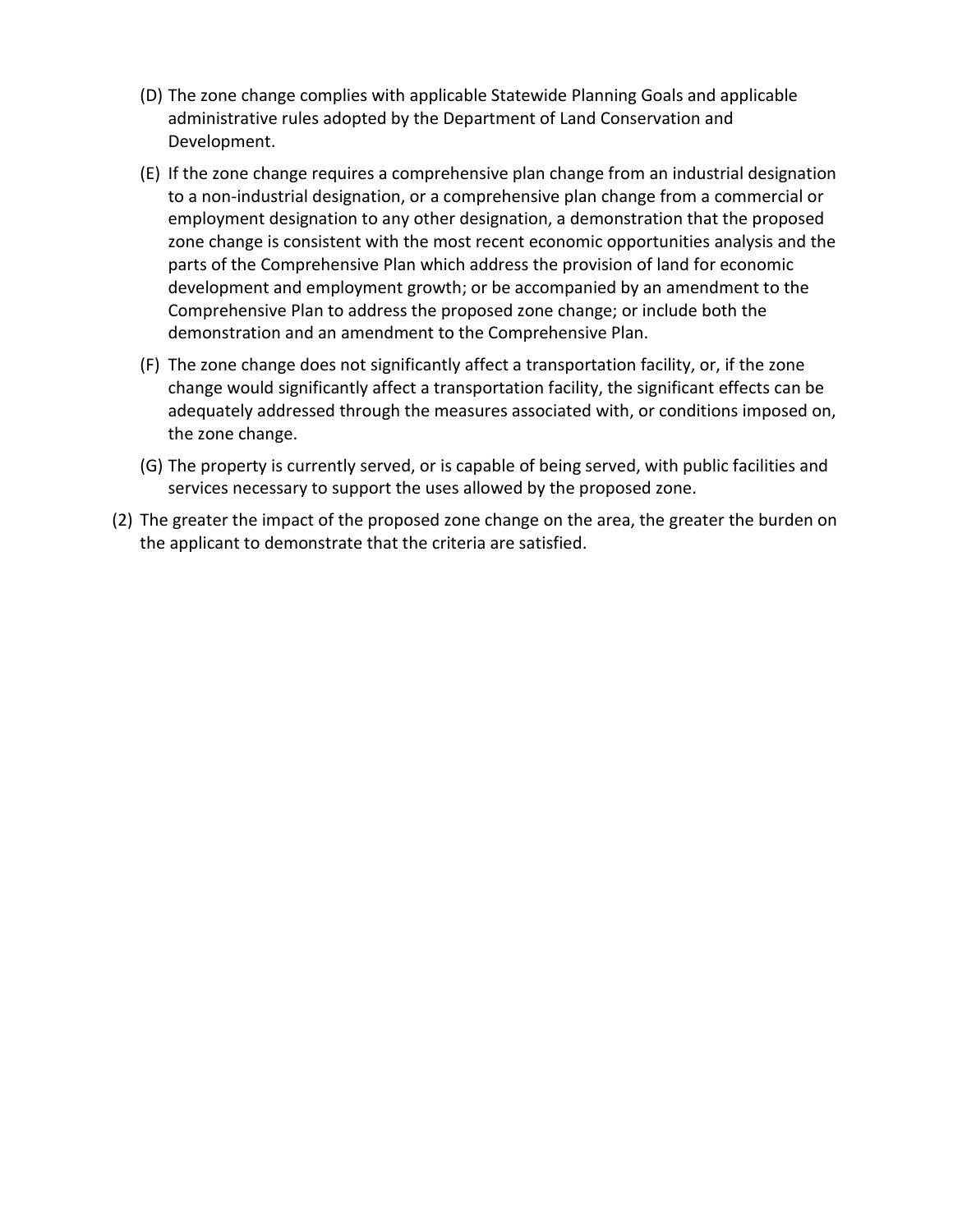(D) The zone change complies with applicable Statewide Planning Goals and applicable administrative rules adopted by the Department of Land Conservation and Development.

(E) If the zone change requires a comprehensive plan change from an industrial designation to a non-industrial designation, or a comprehensive plan change from a commercial or employment designation to any other designation, a demonstration that the proposed zone change is consistent with the most recent economic opportunities analysis and the parts of the Comprehensive Plan which address the provision of land for economic development and employment growth; or be accompanied by an amendment to the Comprehensive Plan to address the proposed zone change; or include both the demonstration and an amendment to the Comprehensive Plan.

(F) The zone change does not significantly affect a transportation facility, or, if the zone change would significantly affect a transportation facility, the significant effects can be adequately addressed through the measures associated with, or conditions imposed on, the zone change.

(G) The property is currently served, or is capable of being served, with public facilities and services necessary to support the uses allowed by the proposed zone.

(2) The greater the impact of the proposed zone change on the area, the greater the burden on the applicant to demonstrate that the criteria are satisfied.